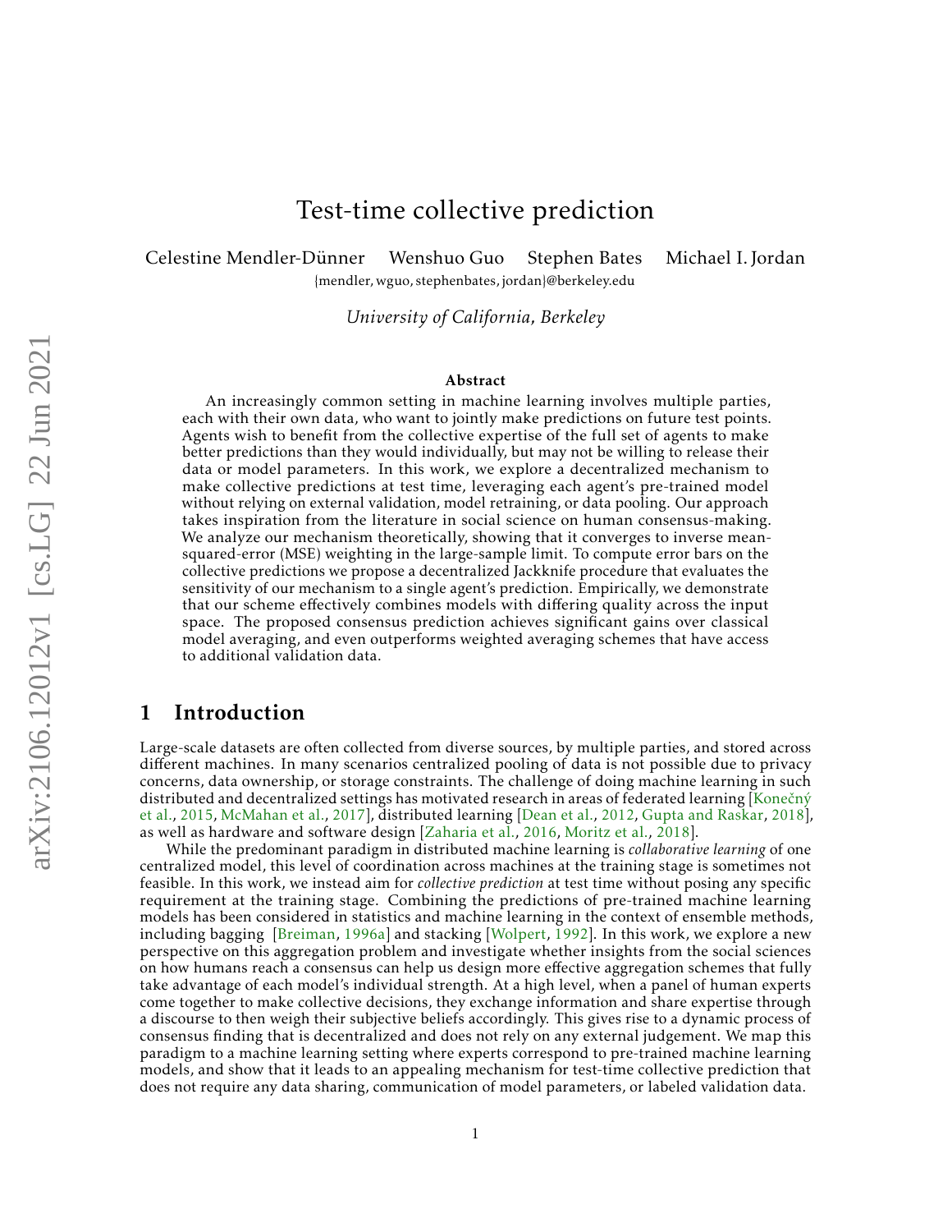# Test-time collective prediction

Celestine Mendler-Dünner Wenshuo Guo Stephen Bates Michael I. Jordan

{mendler, wguo, stephenbates, jordan}@berkeley.edu

*University of California, Berkeley*

**Abstract**

An increasingly common setting in machine learning involves multiple parties, each with their own data, who want to jointly make predictions on future test points. Agents wish to benefit from the collective expertise of the full set of agents to make better predictions than they would individually, but may not be willing to release their data or model parameters. In this work, we explore a decentralized mechanism to make collective predictions at test time, leveraging each agent's pre-trained model without relying on external validation, model retraining, or data pooling. Our approach takes inspiration from the literature in social science on human consensus-making. We analyze our mechanism theoretically, showing that it converges to inverse mean-squared-error (MSE) weighting in the large-sample limit. To compute error bars on the collective predictions we propose a decentralized Jackknife procedure that evaluates the sensitivity of our mechanism to a single agent's prediction. Empirically, we demonstrate that our scheme effectively combines models with differing quality across the input space. The proposed consensus prediction achieves significant gains over classical model averaging, and even outperforms weighted averaging schemes that have access to additional validation data.

## 1 Introduction

Large-scale datasets are often collected from diverse sources, by multiple parties, and stored across different machines. In many scenarios centralized pooling of data is not possible due to privacy concerns, data ownership, or storage constraints. The challenge of doing machine learning in such distributed and decentralized settings has motivated research in areas of federated learning [Konečný et al., 2015, McMahan et al., 2017], distributed learning [Dean et al., 2012, Gupta and Raskar, 2018], as well as hardware and software design [Zaharia et al., 2016, Moritz et al., 2018].

While the predominant paradigm in distributed machine learning is *collaborative learning* of one centralized model, this level of coordination across machines at the training stage is sometimes not feasible. In this work, we instead aim for *collective prediction* at test time without posing any specific requirement at the training stage. Combining the predictions of pre-trained machine learning models has been considered in statistics and machine learning in the context of ensemble methods, including bagging [Breiman, 1996a] and stacking [Wolpert, 1992]. In this work, we explore a new perspective on this aggregation problem and investigate whether insights from the social sciences on how humans reach a consensus can help us design more effective aggregation schemes that fully take advantage of each model's individual strength. At a high level, when a panel of human experts come together to make collective decisions, they exchange information and share expertise through a discourse to then weigh their subjective beliefs accordingly. This gives rise to a dynamic process of consensus finding that is decentralized and does not rely on any external judgement. We map this paradigm to a machine learning setting where experts correspond to pre-trained machine learning models, and show that it leads to an appealing mechanism for test-time collective prediction that does not require any data sharing, communication of model parameters, or labeled validation data.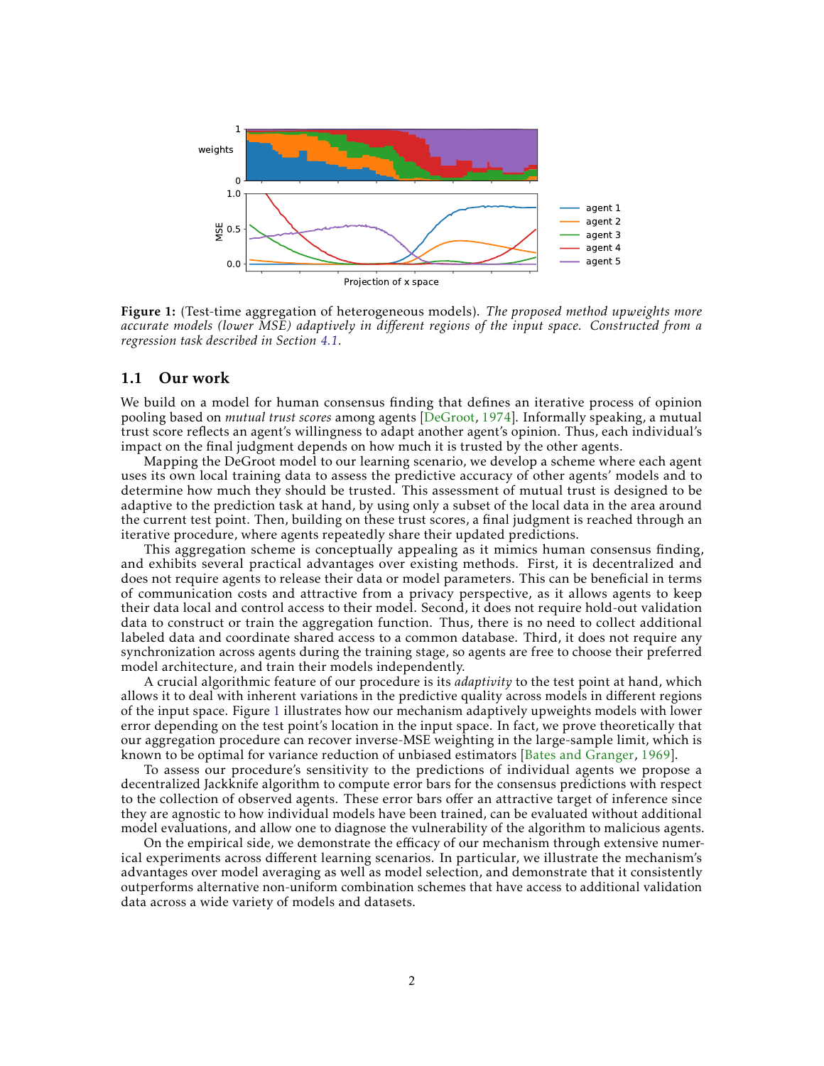**Figure 1:** (Test-time aggregation of heterogeneous models). *The proposed method upweights more accurate models (lower MSE) adaptively in different regions of the input space. Constructed from a regression task described in Section 4.1.*

## 1.1 Our work

We build on a model for human consensus finding that defines an iterative process of opinion pooling based on *mutual trust scores* among agents [DeGroot, 1974]. Informally speaking, a mutual trust score reflects an agent's willingness to adapt another agent's opinion. Thus, each individual's impact on the final judgment depends on how much it is trusted by the other agents.

Mapping the DeGroot model to our learning scenario, we develop a scheme where each agent uses its own local training data to assess the predictive accuracy of other agents' models and to determine how much they should be trusted. This assessment of mutual trust is designed to be adaptive to the prediction task at hand, by using only a subset of the local data in the area around the current test point. Then, building on these trust scores, a final judgment is reached through an iterative procedure, where agents repeatedly share their updated predictions.

This aggregation scheme is conceptually appealing as it mimics human consensus finding, and exhibits several practical advantages over existing methods. First, it is decentralized and does not require agents to release their data or model parameters. This can be beneficial in terms of communication costs and attractive from a privacy perspective, as it allows agents to keep their data local and control access to their model. Second, it does not require hold-out validation data to construct or train the aggregation function. Thus, there is no need to collect additional labeled data and coordinate shared access to a common database. Third, it does not require any synchronization across agents during the training stage, so agents are free to choose their preferred model architecture, and train their models independently.

A crucial algorithmic feature of our procedure is its *adaptivity* to the test point at hand, which allows it to deal with inherent variations in the predictive quality across models in different regions of the input space. Figure 1 illustrates how our mechanism adaptively upweights models with lower error depending on the test point's location in the input space. In fact, we prove theoretically that our aggregation procedure can recover inverse-MSE weighting in the large-sample limit, which is known to be optimal for variance reduction of unbiased estimators [Bates and Granger, 1969].

To assess our procedure's sensitivity to the predictions of individual agents we propose a decentralized Jackknife algorithm to compute error bars for the consensus predictions with respect to the collection of observed agents. These error bars offer an attractive target of inference since they are agnostic to how individual models have been trained, can be evaluated without additional model evaluations, and allow one to diagnose the vulnerability of the algorithm to malicious agents.

On the empirical side, we demonstrate the efficacy of our mechanism through extensive numerical experiments across different learning scenarios. In particular, we illustrate the mechanism's advantages over model averaging as well as model selection, and demonstrate that it consistently outperforms alternative non-uniform combination schemes that have access to additional validation data across a wide variety of models and datasets.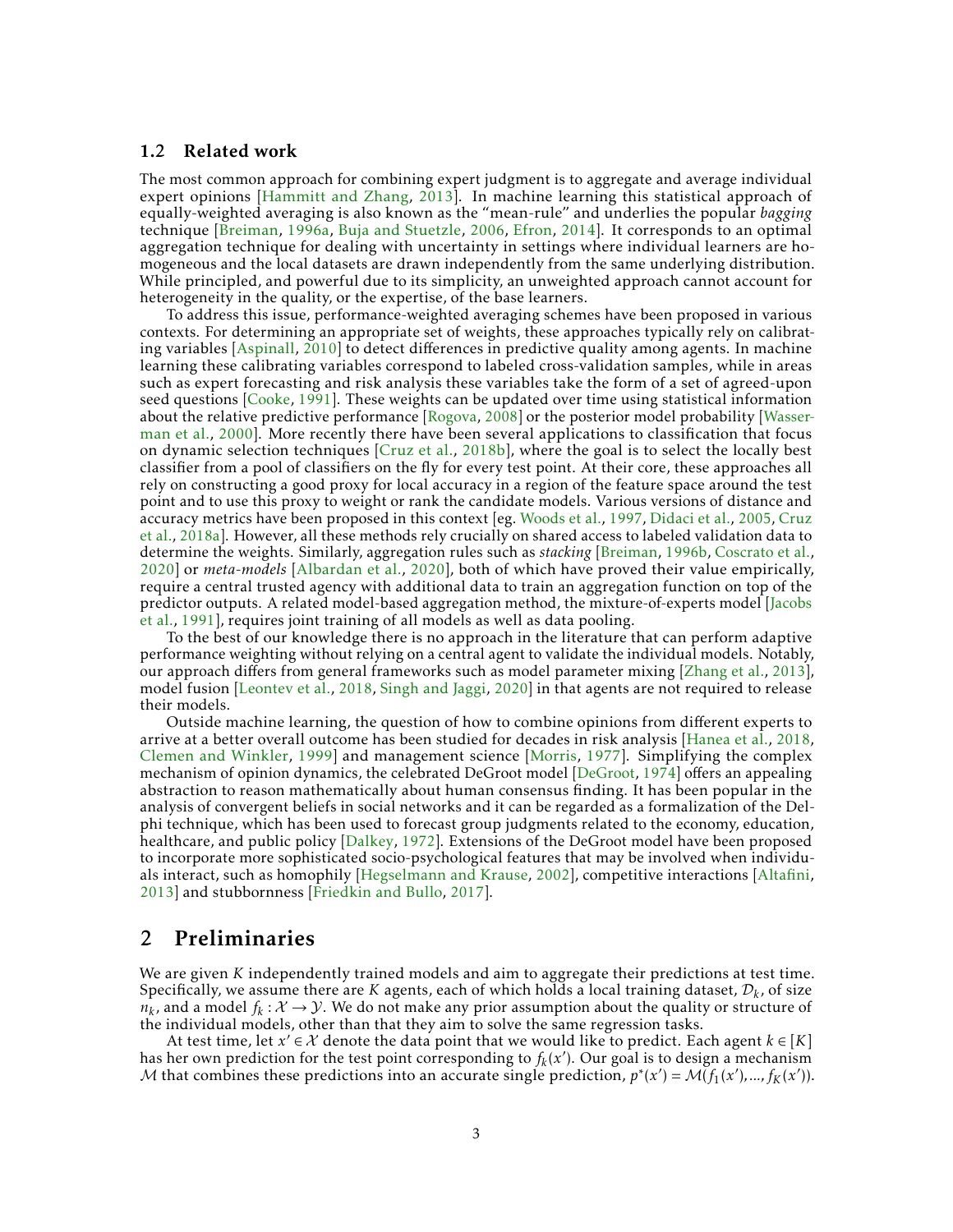### 1.2 Related work

The most common approach for combining expert judgment is to aggregate and average individual expert opinions [Hammitt and Zhang, 2013]. In machine learning this statistical approach of equally-weighted averaging is also known as the "mean-rule" and underlies the popular *bagging* technique [Breiman, 1996a, Buja and Stuetzle, 2006, Efron, 2014]. It corresponds to an optimal aggregation technique for dealing with uncertainty in settings where individual learners are homogeneous and the local datasets are drawn independently from the same underlying distribution. While principled, and powerful due to its simplicity, an unweighted approach cannot account for heterogeneity in the quality, or the expertise, of the base learners.

To address this issue, performance-weighted averaging schemes have been proposed in various contexts. For determining an appropriate set of weights, these approaches typically rely on calibrating variables [Aspinall, 2010] to detect differences in predictive quality among agents. In machine learning these calibrating variables correspond to labeled cross-validation samples, while in areas such as expert forecasting and risk analysis these variables take the form of a set of agreed-upon seed questions [Cooke, 1991]. These weights can be updated over time using statistical information about the relative predictive performance [Rogova, 2008] or the posterior model probability [Wasserman et al., 2000]. More recently there have been several applications to classification that focus on dynamic selection techniques [Cruz et al., 2018b], where the goal is to select the locally best classifier from a pool of classifiers on the fly for every test point. At their core, these approaches all rely on constructing a good proxy for local accuracy in a region of the feature space around the test point and to use this proxy to weight or rank the candidate models. Various versions of distance and accuracy metrics have been proposed in this context [eg. Woods et al., 1997, Didaci et al., 2005, Cruz et al., 2018a]. However, all these methods rely crucially on shared access to labeled validation data to determine the weights. Similarly, aggregation rules such as *stacking* [Breiman, 1996b, Coscrato et al., 2020] or *meta-models* [Albardan et al., 2020], both of which have proved their value empirically, require a central trusted agency with additional data to train an aggregation function on top of the predictor outputs. A related model-based aggregation method, the mixture-of-experts model [Jacobs et al., 1991], requires joint training of all models as well as data pooling.

To the best of our knowledge there is no approach in the literature that can perform adaptive performance weighting without relying on a central agent to validate the individual models. Notably, our approach differs from general frameworks such as model parameter mixing [Zhang et al., 2013], model fusion [Leontev et al., 2018, Singh and Jaggi, 2020] in that agents are not required to release their models.

Outside machine learning, the question of how to combine opinions from different experts to arrive at a better overall outcome has been studied for decades in risk analysis [Hanea et al., 2018, Clemen and Winkler, 1999] and management science [Morris, 1977]. Simplifying the complex mechanism of opinion dynamics, the celebrated DeGroot model [DeGroot, 1974] offers an appealing abstraction to reason mathematically about human consensus finding. It has been popular in the analysis of convergent beliefs in social networks and it can be regarded as a formalization of the Delphi technique, which has been used to forecast group judgments related to the economy, education, healthcare, and public policy [Dalkey, 1972]. Extensions of the DeGroot model have been proposed to incorporate more sophisticated socio-psychological features that may be involved when individuals interact, such as homophily [Hegselmann and Krause, 2002], competitive interactions [Altafini, 2013] and stubbornness [Friedkin and Bullo, 2017].

## 2 Preliminaries

We are given $K$ independently trained models and aim to aggregate their predictions at test time. Specifically, we assume there are $K$ agents, each of which holds a local training dataset, $\mathcal{D}_k$, of size $n_k$, and a model $f_k : \mathcal{X} \to \mathcal{Y}$. We do not make any prior assumption about the quality or structure of the individual models, other than that they aim to solve the same regression tasks.

At test time, let $x' \in \mathcal{X}$ denote the data point that we would like to predict. Each agent $k \in [K]$ has her own prediction for the test point corresponding to $f_k(x')$. Our goal is to design a mechanism $\mathcal{M}$ that combines these predictions into an accurate single prediction, $p^*(x') = \mathcal{M}(f_1(x'), ..., f_K(x'))$.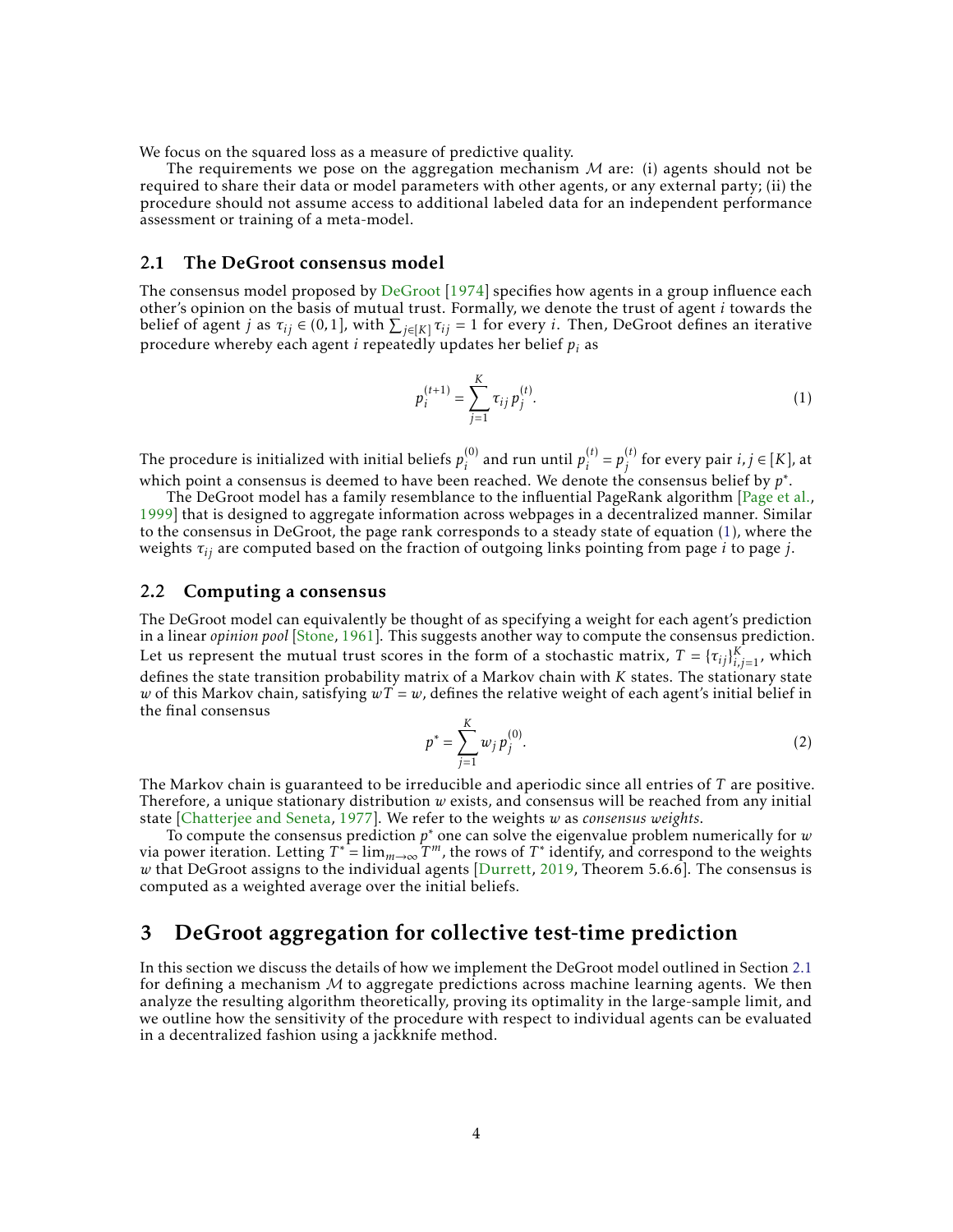We focus on the squared loss as a measure of predictive quality.

The requirements we pose on the aggregation mechanism $\mathcal{M}$ are: (i) agents should not be required to share their data or model parameters with other agents, or any external party; (ii) the procedure should not assume access to additional labeled data for an independent performance assessment or training of a meta-model.

## 2.1 The DeGroot consensus model

The consensus model proposed by DeGroot [1974] specifies how agents in a group influence each other's opinion on the basis of mutual trust. Formally, we denote the trust of agent $i$ towards the belief of agent $j$ as $\tau_{ij} \in (0, 1]$, with $\sum_{j \in [K]} \tau_{ij} = 1$ for every $i$. Then, DeGroot defines an iterative procedure whereby each agent $i$ repeatedly updates her belief $p_i$ as

$$p_i^{(t+1)} = \sum_{j=1}^{K} \tau_{ij} p_j^{(t)}. \tag{1}$$

The procedure is initialized with initial beliefs $p_i^{(0)}$ and run until $p_i^{(t)} = p_j^{(t)}$ for every pair $i, j \in [K]$, at which point a consensus is deemed to have been reached. We denote the consensus belief by $p^*$.

The DeGroot model has a family resemblance to the influential PageRank algorithm [Page et al., 1999] that is designed to aggregate information across webpages in a decentralized manner. Similar to the consensus in DeGroot, the page rank corresponds to a steady state of equation (1), where the weights $\tau_{ij}$ are computed based on the fraction of outgoing links pointing from page $i$ to page $j$.

## 2.2 Computing a consensus

The DeGroot model can equivalently be thought of as specifying a weight for each agent's prediction in a linear *opinion pool* [Stone, 1961]. This suggests another way to compute the consensus prediction. Let us represent the mutual trust scores in the form of a stochastic matrix, $T = \{\tau_{ij}\}_{i,j=1}^{K}$, which defines the state transition probability matrix of a Markov chain with $K$ states. The stationary state $w$ of this Markov chain, satisfying $wT = w$, defines the relative weight of each agent's initial belief in the final consensus

$$p^* = \sum_{j=1}^{K} w_j p_j^{(0)}. \tag{2}$$

The Markov chain is guaranteed to be irreducible and aperiodic since all entries of $T$ are positive. Therefore, a unique stationary distribution $w$ exists, and consensus will be reached from any initial state [Chatterjee and Seneta, 1977]. We refer to the weights $w$ as *consensus weights*.

To compute the consensus prediction $p^*$ one can solve the eigenvalue problem numerically for $w$ via power iteration. Letting $T^* = \lim_{m \to \infty} T^m$, the rows of $T^*$ identify, and correspond to the weights $w$ that DeGroot assigns to the individual agents [Durrett, 2019, Theorem 5.6.6]. The consensus is computed as a weighted average over the initial beliefs.

# 3 DeGroot aggregation for collective test-time prediction

In this section we discuss the details of how we implement the DeGroot model outlined in Section 2.1 for defining a mechanism $\mathcal{M}$ to aggregate predictions across machine learning agents. We then analyze the resulting algorithm theoretically, proving its optimality in the large-sample limit, and we outline how the sensitivity of the procedure with respect to individual agents can be evaluated in a decentralized fashion using a jackknife method.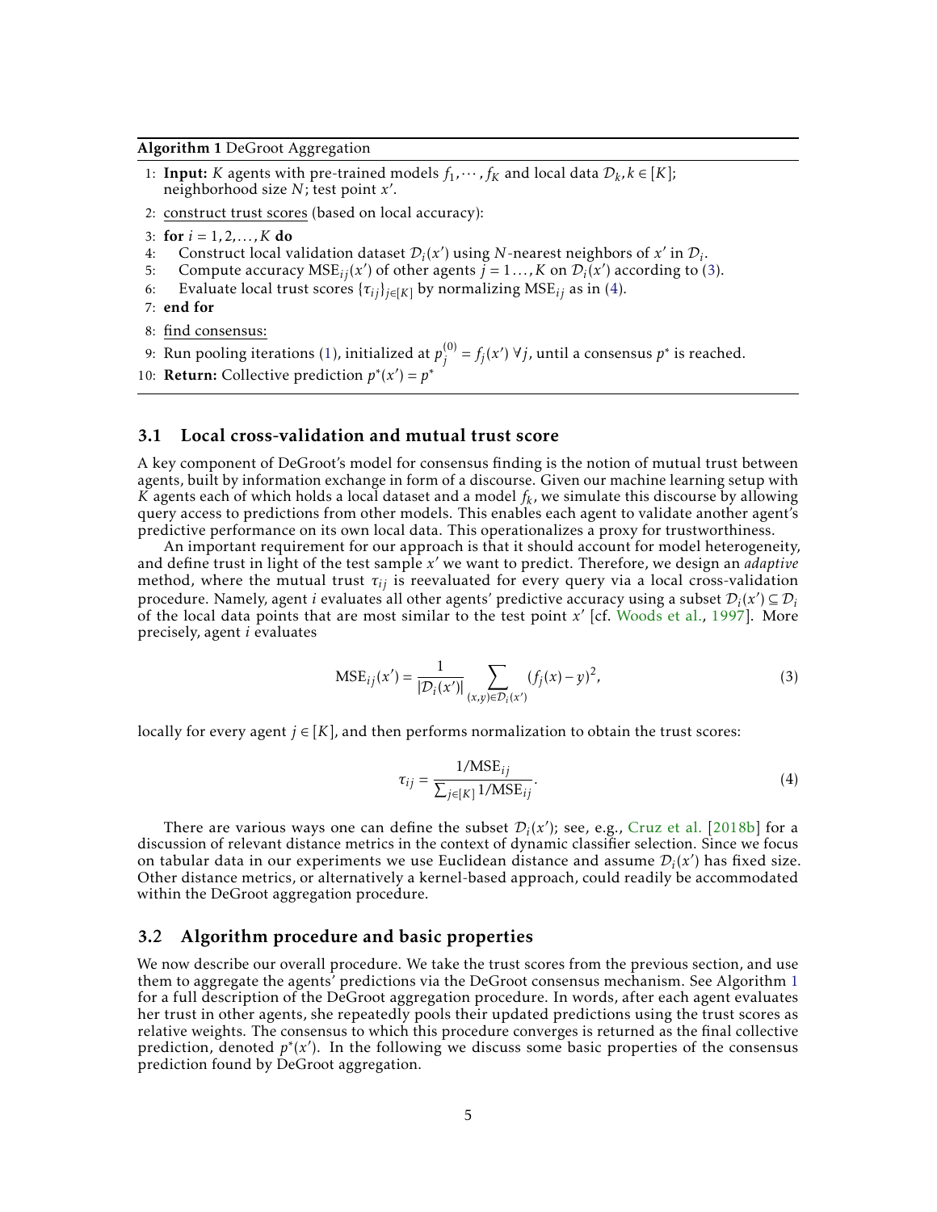**Algorithm 1** DeGroot Aggregation

1: **Input:** $K$ agents with pre-trained models $f_1, \cdots, f_K$ and local data $\mathcal{D}_k, k \in [K]$; neighborhood size $N$; test point $x'$.

2: construct trust scores (based on local accuracy):

3: **for** $i = 1, 2, \ldots, K$ **do**

4: Construct local validation dataset $\mathcal{D}_i(x')$ using $N$-nearest neighbors of $x'$ in $\mathcal{D}_i$.

5: Compute accuracy $\text{MSE}_{ij}(x')$ of other agents $j = 1 \ldots, K$ on $\mathcal{D}_i(x')$ according to (3).

6: Evaluate local trust scores $\{\tau_{ij}\}_{j \in [K]}$ by normalizing $\text{MSE}_{ij}$ as in (4).

7: **end for**

8: find consensus:

9: Run pooling iterations (1), initialized at $p_j^{(0)} = f_j(x') \; \forall j$, until a consensus $p^*$ is reached.

10: **Return:** Collective prediction $p^*(x') = p^*$

## 3.1 Local cross-validation and mutual trust score

A key component of DeGroot's model for consensus finding is the notion of mutual trust between agents, built by information exchange in form of a discourse. Given our machine learning setup with $K$ agents each of which holds a local dataset and a model $f_k$, we simulate this discourse by allowing query access to predictions from other models. This enables each agent to validate another agent's predictive performance on its own local data. This operationalizes a proxy for trustworthiness.

An important requirement for our approach is that it should account for model heterogeneity, and define trust in light of the test sample $x'$ we want to predict. Therefore, we design an *adaptive* method, where the mutual trust $\tau_{ij}$ is reevaluated for every query via a local cross-validation procedure. Namely, agent $i$ evaluates all other agents' predictive accuracy using a subset $\mathcal{D}_i(x') \subseteq \mathcal{D}_i$ of the local data points that are most similar to the test point $x'$ [cf. Woods et al., 1997]. More precisely, agent $i$ evaluates

$$\text{MSE}_{ij}(x') = \frac{1}{|\mathcal{D}_i(x')|} \sum_{(x,y) \in \mathcal{D}_i(x')} (f_j(x) - y)^2, \tag{3}$$

locally for every agent $j \in [K]$, and then performs normalization to obtain the trust scores:

$$\tau_{ij} = \frac{1/\text{MSE}_{ij}}{\sum_{j \in [K]} 1/\text{MSE}_{ij}}. \tag{4}$$

There are various ways one can define the subset $\mathcal{D}_i(x')$; see, e.g., Cruz et al. [2018b] for a discussion of relevant distance metrics in the context of dynamic classifier selection. Since we focus on tabular data in our experiments we use Euclidean distance and assume $\mathcal{D}_i(x')$ has fixed size. Other distance metrics, or alternatively a kernel-based approach, could readily be accommodated within the DeGroot aggregation procedure.

## 3.2 Algorithm procedure and basic properties

We now describe our overall procedure. We take the trust scores from the previous section, and use them to aggregate the agents' predictions via the DeGroot consensus mechanism. See Algorithm 1 for a full description of the DeGroot aggregation procedure. In words, after each agent evaluates her trust in other agents, she repeatedly pools their updated predictions using the trust scores as relative weights. The consensus to which this procedure converges is returned as the final collective prediction, denoted $p^*(x')$. In the following we discuss some basic properties of the consensus prediction found by DeGroot aggregation.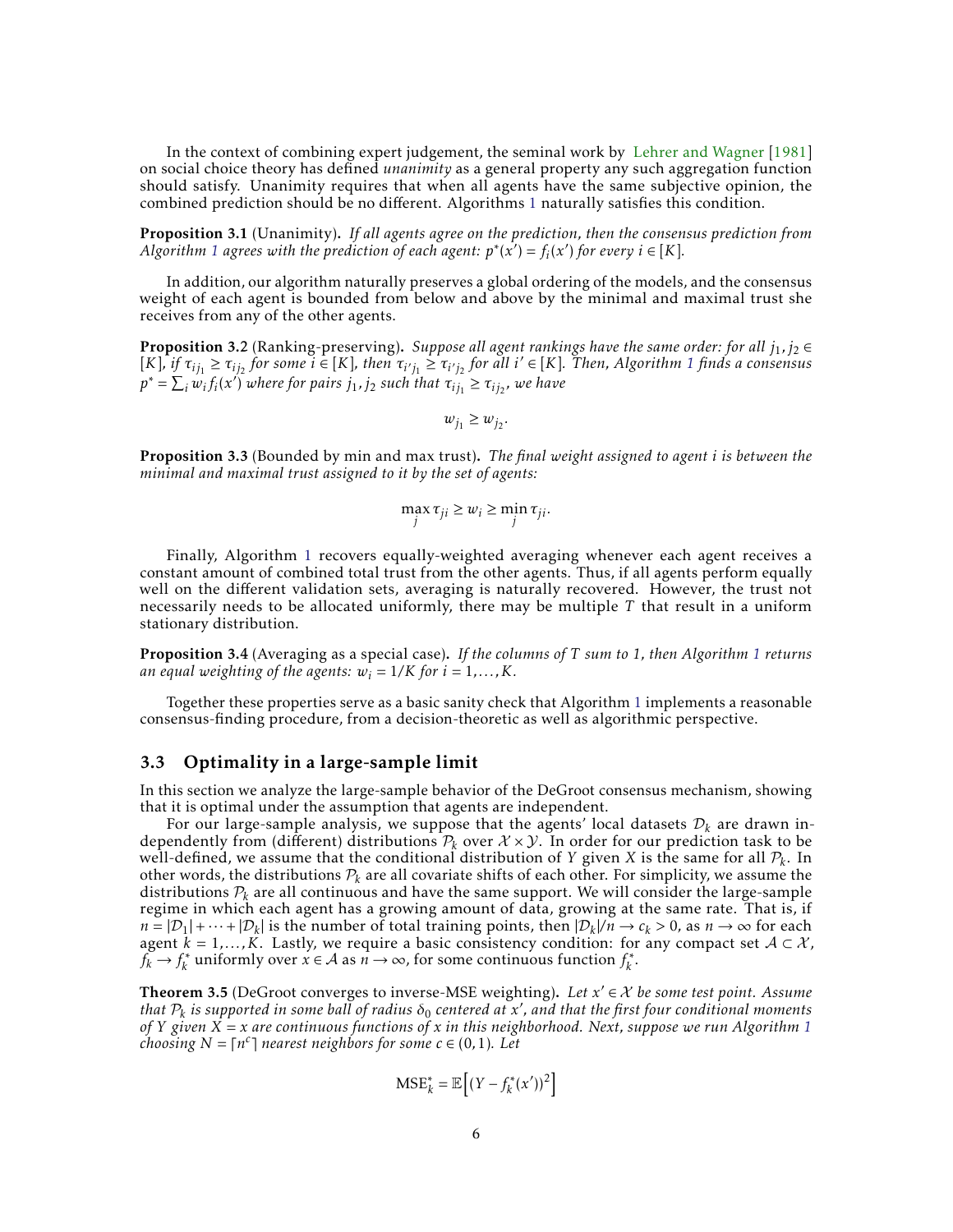In the context of combining expert judgement, the seminal work by Lehrer and Wagner [1981] on social choice theory has defined *unanimity* as a general property any such aggregation function should satisfy. Unanimity requires that when all agents have the same subjective opinion, the combined prediction should be no different. Algorithms 1 naturally satisfies this condition.

**Proposition 3.1** (Unanimity). *If all agents agree on the prediction, then the consensus prediction from Algorithm 1 agrees with the prediction of each agent: $p^*(x') = f_i(x')$ for every $i \in [K]$.*

In addition, our algorithm naturally preserves a global ordering of the models, and the consensus weight of each agent is bounded from below and above by the minimal and maximal trust she receives from any of the other agents.

**Proposition 3.2** (Ranking-preserving). *Suppose all agent rankings have the same order: for all $j_1, j_2 \in [K]$, if $\tau_{ij_1} \geq \tau_{ij_2}$ for some $i \in [K]$, then $\tau_{i'j_1} \geq \tau_{i'j_2}$ for all $i' \in [K]$. Then, Algorithm 1 finds a consensus $p^* = \sum_i w_i f_i(x')$ where for pairs $j_1, j_2$ such that $\tau_{ij_1} \geq \tau_{ij_2}$, we have*

$$w_{j_1} \geq w_{j_2}.$$

**Proposition 3.3** (Bounded by min and max trust). *The final weight assigned to agent $i$ is between the minimal and maximal trust assigned to it by the set of agents:*

$$\max_j \tau_{ji} \geq w_i \geq \min_j \tau_{ji}.$$

Finally, Algorithm 1 recovers equally-weighted averaging whenever each agent receives a constant amount of combined total trust from the other agents. Thus, if all agents perform equally well on the different validation sets, averaging is naturally recovered. However, the trust not necessarily needs to be allocated uniformly, there may be multiple $T$ that result in a uniform stationary distribution.

**Proposition 3.4** (Averaging as a special case). *If the columns of $T$ sum to 1, then Algorithm 1 returns an equal weighting of the agents: $w_i = 1/K$ for $i = 1, \ldots, K$.*

Together these properties serve as a basic sanity check that Algorithm 1 implements a reasonable consensus-finding procedure, from a decision-theoretic as well as algorithmic perspective.

## 3.3 Optimality in a large-sample limit

In this section we analyze the large-sample behavior of the DeGroot consensus mechanism, showing that it is optimal under the assumption that agents are independent.

For our large-sample analysis, we suppose that the agents' local datasets $\mathcal{D}_k$ are drawn independently from (different) distributions $\mathcal{P}_k$ over $\mathcal{X} \times \mathcal{Y}$. In order for our prediction task to be well-defined, we assume that the conditional distribution of $Y$ given $X$ is the same for all $\mathcal{P}_k$. In other words, the distributions $\mathcal{P}_k$ are all covariate shifts of each other. For simplicity, we assume the distributions $\mathcal{P}_k$ are all continuous and have the same support. We will consider the large-sample regime in which each agent has a growing amount of data, growing at the same rate. That is, if $n = |\mathcal{D}_1| + \cdots + |\mathcal{D}_K|$ is the number of total training points, then $|\mathcal{D}_k|/n \to c_k > 0$, as $n \to \infty$ for each agent $k = 1, \ldots, K$. Lastly, we require a basic consistency condition: for any compact set $\mathcal{A} \subset \mathcal{X}$, $f_k \to f_k^*$ uniformly over $x \in \mathcal{A}$ as $n \to \infty$, for some continuous function $f_k^*$.

**Theorem 3.5** (DeGroot converges to inverse-MSE weighting). *Let $x' \in \mathcal{X}$ be some test point. Assume that $\mathcal{P}_k$ is supported in some ball of radius $\delta_0$ centered at $x'$, and that the first four conditional moments of $Y$ given $X = x$ are continuous functions of $x$ in this neighborhood. Next, suppose we run Algorithm 1 choosing $N = \lceil n^c \rceil$ nearest neighbors for some $c \in (0, 1)$. Let*

$$\text{MSE}_k^* = \mathbb{E}\Big[(Y - f_k^*(x'))^2\Big]$$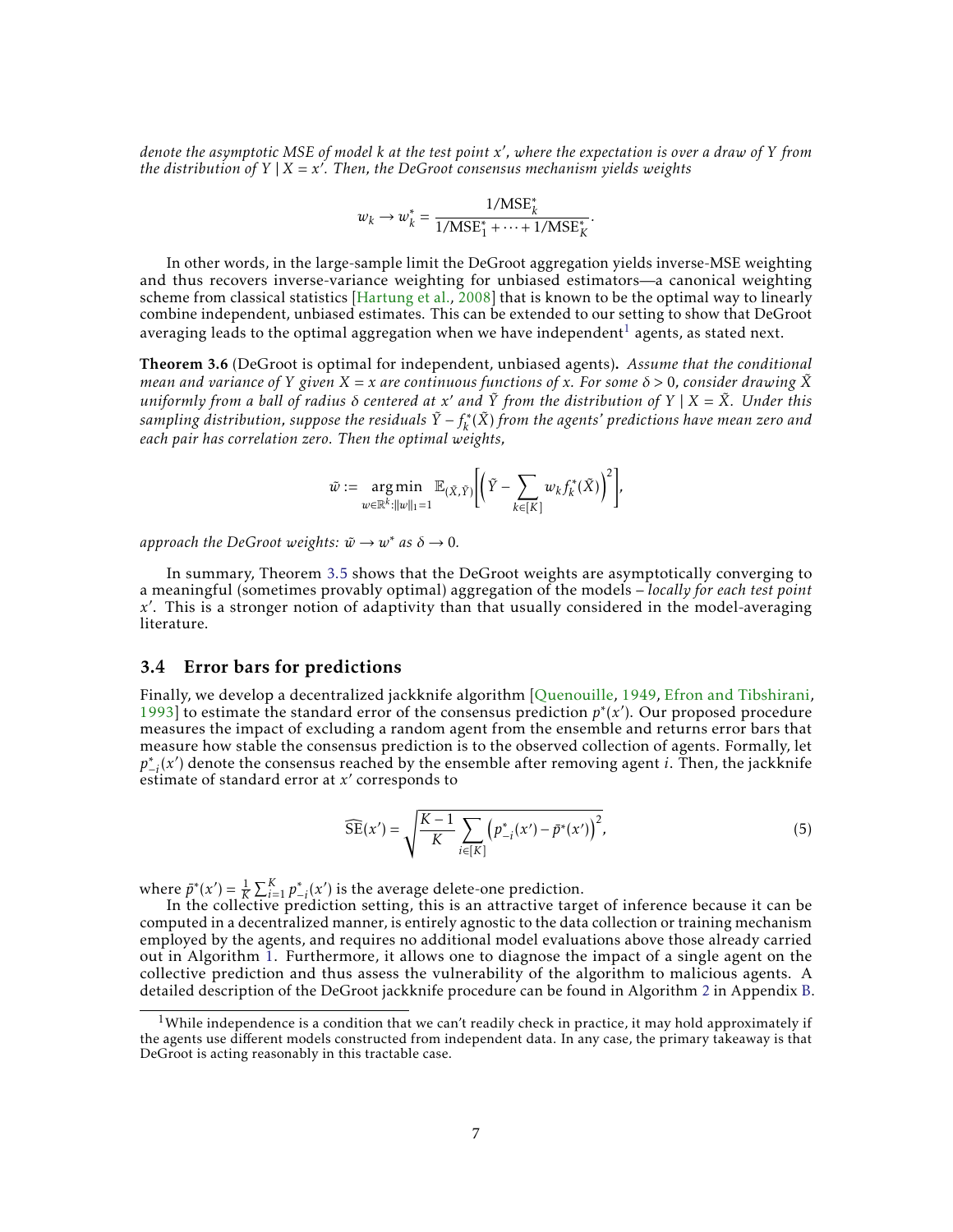*denote the asymptotic MSE of model $k$ at the test point $x'$, where the expectation is over a draw of $Y$ from the distribution of $Y \mid X = x'$. Then, the DeGroot consensus mechanism yields weights*

$$w_k \to w_k^* = \frac{1/\text{MSE}_k^*}{1/\text{MSE}_1^* + \cdots + 1/\text{MSE}_K^*}.$$

In other words, in the large-sample limit the DeGroot aggregation yields inverse-MSE weighting and thus recovers inverse-variance weighting for unbiased estimators—a canonical weighting scheme from classical statistics [Hartung et al., 2008] that is known to be the optimal way to linearly combine independent, unbiased estimates. This can be extended to our setting to show that DeGroot averaging leads to the optimal aggregation when we have independent[1] agents, as stated next.

**Theorem 3.6** (DeGroot is optimal for independent, unbiased agents)**.** *Assume that the conditional mean and variance of $Y$ given $X = x$ are continuous functions of $x$. For some $\delta > 0$, consider drawing $\tilde{X}$ uniformly from a ball of radius $\delta$ centered at $x'$ and $\tilde{Y}$ from the distribution of $Y \mid X = \tilde{X}$. Under this sampling distribution, suppose the residuals $\tilde{Y} - f_k^*(\tilde{X})$ from the agents' predictions have mean zero and each pair has correlation zero. Then the optimal weights,*

$$\tilde{w} := \underset{w \in \mathbb{R}^k : \|w\|_1 = 1}{\arg\min} \ \mathbb{E}_{(\tilde{X}, \tilde{Y})}\left[\left(\tilde{Y} - \sum_{k \in [K]} w_k f_k^*(\tilde{X})\right)^2\right],$$

*approach the DeGroot weights: $\tilde{w} \to w^*$ as $\delta \to 0$.*

In summary, Theorem 3.5 shows that the DeGroot weights are asymptotically converging to a meaningful (sometimes provably optimal) aggregation of the models – *locally for each test point $x'$*. This is a stronger notion of adaptivity than that usually considered in the model-averaging literature.

### 3.4 Error bars for predictions

Finally, we develop a decentralized jackknife algorithm [Quenouille, 1949, Efron and Tibshirani, 1993] to estimate the standard error of the consensus prediction $p^*(x')$. Our proposed procedure measures the impact of excluding a random agent from the ensemble and returns error bars that measure how stable the consensus prediction is to the observed collection of agents. Formally, let $p_{-i}^*(x')$ denote the consensus reached by the ensemble after removing agent $i$. Then, the jackknife estimate of standard error at $x'$ corresponds to

$$\widehat{\text{SE}}(x') = \sqrt{\frac{K-1}{K} \sum_{i \in [K]} \left(p_{-i}^*(x') - \bar{p}^*(x')\right)^2}, \tag{5}$$

where $\bar{p}^*(x') = \frac{1}{K} \sum_{i=1}^{K} p_{-i}^*(x')$ is the average delete-one prediction.

In the collective prediction setting, this is an attractive target of inference because it can be computed in a decentralized manner, is entirely agnostic to the data collection or training mechanism employed by the agents, and requires no additional model evaluations above those already carried out in Algorithm 1. Furthermore, it allows one to diagnose the impact of a single agent on the collective prediction and thus assess the vulnerability of the algorithm to malicious agents. A detailed description of the DeGroot jackknife procedure can be found in Algorithm 2 in Appendix B.

[1] While independence is a condition that we can't readily check in practice, it may hold approximately if the agents use different models constructed from independent data. In any case, the primary takeaway is that DeGroot is acting reasonably in this tractable case.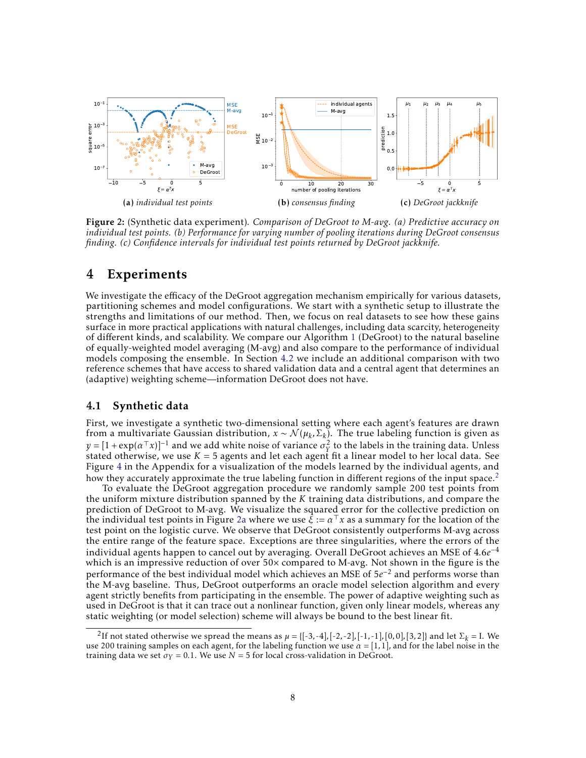(a) *individual test points* (b) *consensus finding* (c) *DeGroot jackknife*

**Figure 2:** (Synthetic data experiment). *Comparison of DeGroot to M-avg. (a) Predictive accuracy on individual test points. (b) Performance for varying number of pooling iterations during DeGroot consensus finding. (c) Confidence intervals for individual test points returned by DeGroot jackknife.*

# 4 Experiments

We investigate the efficacy of the DeGroot aggregation mechanism empirically for various datasets, partitioning schemes and model configurations. We start with a synthetic setup to illustrate the strengths and limitations of our method. Then, we focus on real datasets to see how these gains surface in more practical applications with natural challenges, including data scarcity, heterogeneity of different kinds, and scalability. We compare our Algorithm 1 (DeGroot) to the natural baseline of equally-weighted model averaging (M-avg) and also compare to the performance of individual models composing the ensemble. In Section 4.2 we include an additional comparison with two reference schemes that have access to shared validation data and a central agent that determines an (adaptive) weighting scheme—information DeGroot does not have.

## 4.1 Synthetic data

First, we investigate a synthetic two-dimensional setting where each agent's features are drawn from a multivariate Gaussian distribution, $x \sim \mathcal{N}(\mu_k, \Sigma_k)$. The true labeling function is given as $y = [1+\exp(\alpha^\top x)]^{-1}$ and we add white noise of variance $\sigma_Y^2$ to the labels in the training data. Unless stated otherwise, we use $K = 5$ agents and let each agent fit a linear model to her local data. See Figure 4 in the Appendix for a visualization of the models learned by the individual agents, and how they accurately approximate the true labeling function in different regions of the input space.[2]

To evaluate the DeGroot aggregation procedure we randomly sample 200 test points from the uniform mixture distribution spanned by the $K$ training data distributions, and compare the prediction of DeGroot to M-avg. We visualize the squared error for the collective prediction on the individual test points in Figure 2a where we use $\xi := \alpha^\top x$ as a summary for the location of the test point on the logistic curve. We observe that DeGroot consistently outperforms M-avg across the entire range of the feature space. Exceptions are three singularities, where the errors of the individual agents happen to cancel out by averaging. Overall DeGroot achieves an MSE of $4.6e^{-4}$ which is an impressive reduction of over 50× compared to M-avg. Not shown in the figure is the performance of the best individual model which achieves an MSE of $5e^{-2}$ and performs worse than the M-avg baseline. Thus, DeGroot outperforms an oracle model selection algorithm and every agent strictly benefits from participating in the ensemble. The power of adaptive weighting such as used in DeGroot is that it can trace out a nonlinear function, given only linear models, whereas any static weighting (or model selection) scheme will always be bound to the best linear fit.

[2] If not stated otherwise we spread the means as $\mu = \{[-3,-4],[-2,-2],[-1,-1],[0,0],[3,2]\}$ and let $\Sigma_k = \mathrm{I}$. We use 200 training samples on each agent, for the labeling function we use $\alpha = [1,1]$, and for the label noise in the training data we set $\sigma_Y = 0.1$. We use $N = 5$ for local cross-validation in DeGroot.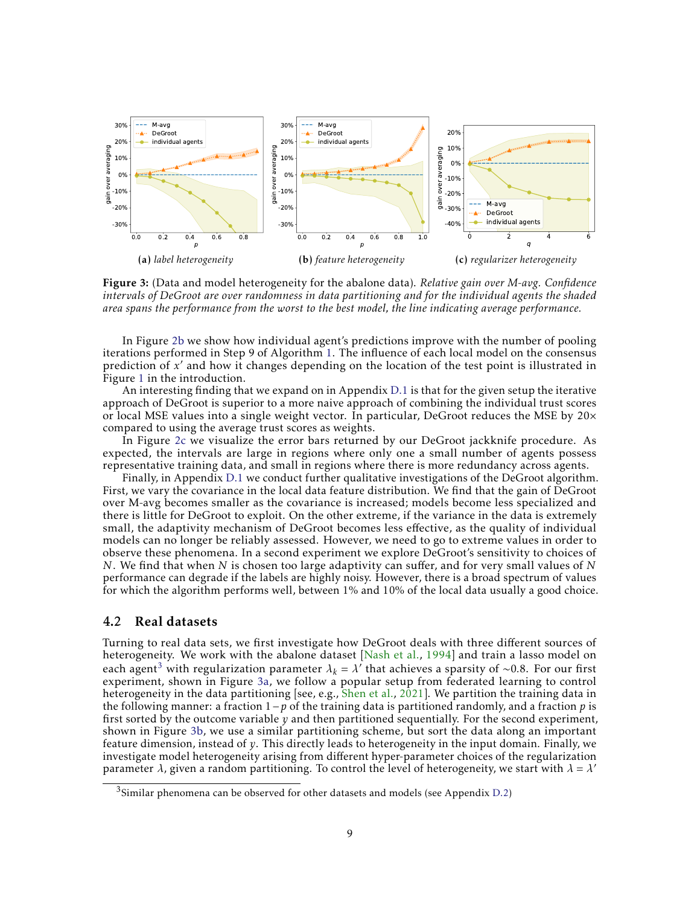(a) *label heterogeneity* (b) *feature heterogeneity* (c) *regularizer heterogeneity*

**Figure 3:** (Data and model heterogeneity for the abalone data). *Relative gain over M-avg. Confidence intervals of DeGroot are over randomness in data partitioning and for the individual agents the shaded area spans the performance from the worst to the best model, the line indicating average performance.*

In Figure 2b we show how individual agent's predictions improve with the number of pooling iterations performed in Step 9 of Algorithm 1. The influence of each local model on the consensus prediction of $x'$ and how it changes depending on the location of the test point is illustrated in Figure 1 in the introduction.

An interesting finding that we expand on in Appendix D.1 is that for the given setup the iterative approach of DeGroot is superior to a more naive approach of combining the individual trust scores or local MSE values into a single weight vector. In particular, DeGroot reduces the MSE by 20× compared to using the average trust scores as weights.

In Figure 2c we visualize the error bars returned by our DeGroot jackknife procedure. As expected, the intervals are large in regions where only one a small number of agents possess representative training data, and small in regions where there is more redundancy across agents.

Finally, in Appendix D.1 we conduct further qualitative investigations of the DeGroot algorithm. First, we vary the covariance in the local data feature distribution. We find that the gain of DeGroot over M-avg becomes smaller as the covariance is increased; models become less specialized and there is little for DeGroot to exploit. On the other extreme, if the variance in the data is extremely small, the adaptivity mechanism of DeGroot becomes less effective, as the quality of individual models can no longer be reliably assessed. However, we need to go to extreme values in order to observe these phenomena. In a second experiment we explore DeGroot's sensitivity to choices of $N$. We find that when $N$ is chosen too large adaptivity can suffer, and for very small values of $N$ performance can degrade if the labels are highly noisy. However, there is a broad spectrum of values for which the algorithm performs well, between 1% and 10% of the local data usually a good choice.

## 4.2 Real datasets

Turning to real data sets, we first investigate how DeGroot deals with three different sources of heterogeneity. We work with the abalone dataset [Nash et al., 1994] and train a lasso model on each agent[3] with regularization parameter $\lambda_k = \lambda'$ that achieves a sparsity of ~0.8. For our first experiment, shown in Figure 3a, we follow a popular setup from federated learning to control heterogeneity in the data partitioning [see, e.g., Shen et al., 2021]. We partition the training data in the following manner: a fraction $1-p$ of the training data is partitioned randomly, and a fraction $p$ is first sorted by the outcome variable $y$ and then partitioned sequentially. For the second experiment, shown in Figure 3b, we use a similar partitioning scheme, but sort the data along an important feature dimension, instead of $y$. This directly leads to heterogeneity in the input domain. Finally, we investigate model heterogeneity arising from different hyper-parameter choices of the regularization parameter $\lambda$, given a random partitioning. To control the level of heterogeneity, we start with $\lambda = \lambda'$

[3] Similar phenomena can be observed for other datasets and models (see Appendix D.2)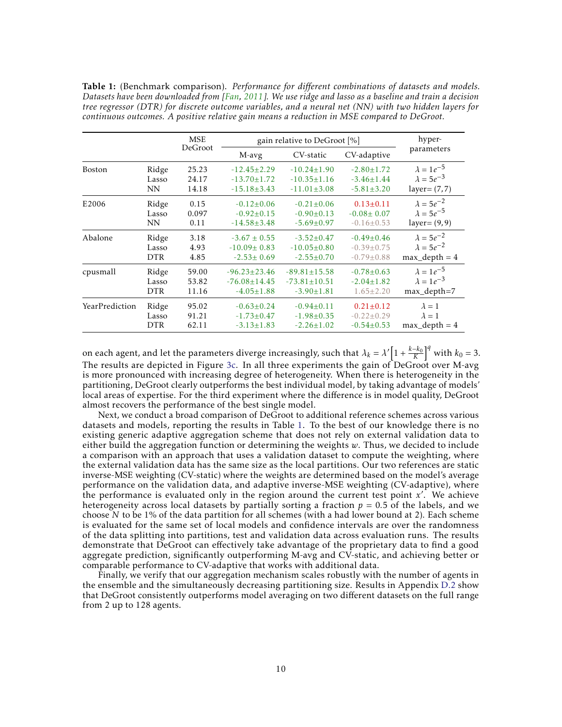**Table 1:** (Benchmark comparison). *Performance for different combinations of datasets and models. Datasets have been downloaded from [Fan, 2011]. We use ridge and lasso as a baseline and train a decision tree regressor (DTR) for discrete outcome variables, and a neural net (NN) with two hidden layers for continuous outcomes. A positive relative gain means a reduction in MSE compared to DeGroot.*

| | | MSE DeGroot | gain relative to DeGroot [%] | | | hyper-parameters |
|---|---|---|---|---|---|---|
| | | | M-avg | CV-static | CV-adaptive | |
| Boston | Ridge | 25.23 | -12.45±2.29 | -10.24±1.90 | -2.80±1.72 | $\lambda = 1e^{-5}$ |
| | Lasso | 24.17 | -13.70±1.72 | -10.35±1.16 | -3.46±1.44 | $\lambda = 5e^{-3}$ |
| | NN | 14.18 | -15.18±3.43 | -11.01±3.08 | -5.81±3.20 | layer= (7,7) |
| E2006 | Ridge | 0.15 | -0.12±0.06 | -0.21±0.06 | 0.13±0.11 | $\lambda = 5e^{-2}$ |
| | Lasso | 0.097 | -0.92±0.15 | -0.90±0.13 | -0.08± 0.07 | $\lambda = 5e^{-5}$ |
| | NN | 0.11 | -14.58±3.48 | -5.69±0.97 | -0.16±0.53 | layer= (9,9) |
| Abalone | Ridge | 3.18 | -3.67 ± 0.55 | -3.52±0.47 | -0.49±0.46 | $\lambda = 5e^{-2}$ |
| | Lasso | 4.93 | -10.09± 0.83 | -10.05±0.80 | -0.39±0.75 | $\lambda = 5e^{-2}$ |
| | DTR | 4.85 | -2.53± 0.69 | -2.55±0.70 | -0.79±0.88 | max_depth = 4 |
| cpusmall | Ridge | 59.00 | -96.23±23.46 | -89.81±15.58 | -0.78±0.63 | $\lambda = 1e^{-5}$ |
| | Lasso | 53.82 | -76.08±14.45 | -73.81±10.51 | -2.04±1.82 | $\lambda = 1e^{-3}$ |
| | DTR | 11.16 | -4.05±1.88 | -3.90±1.81 | 1.65±2.20 | max_depth=7 |
| YearPrediction | Ridge | 95.02 | -0.63±0.24 | -0.94±0.11 | 0.21±0.12 | $\lambda = 1$ |
| | Lasso | 91.21 | -1.73±0.47 | -1.98±0.35 | -0.22±0.29 | $\lambda = 1$ |
| | DTR | 62.11 | -3.13±1.83 | -2.26±1.02 | -0.54±0.53 | max_depth = 4 |

on each agent, and let the parameters diverge increasingly, such that $\lambda_k = \lambda' \left[1 + \frac{k-k_0}{K}\right]^q$ with $k_0 = 3$. The results are depicted in Figure 3c. In all three experiments the gain of DeGroot over M-avg is more pronounced with increasing degree of heterogeneity. When there is heterogeneity in the partitioning, DeGroot clearly outperforms the best individual model, by taking advantage of models' local areas of expertise. For the third experiment where the difference is in model quality, DeGroot almost recovers the performance of the best single model.

Next, we conduct a broad comparison of DeGroot to additional reference schemes across various datasets and models, reporting the results in Table 1. To the best of our knowledge there is no existing generic adaptive aggregation scheme that does not rely on external validation data to either build the aggregation function or determining the weights $w$. Thus, we decided to include a comparison with an approach that uses a validation dataset to compute the weighting, where the external validation data has the same size as the local partitions. Our two references are static inverse-MSE weighting (CV-static) where the weights are determined based on the model's average performance on the validation data, and adaptive inverse-MSE weighting (CV-adaptive), where the performance is evaluated only in the region around the current test point $x'$. We achieve heterogeneity across local datasets by partially sorting a fraction $p = 0.5$ of the labels, and we choose $N$ to be 1% of the data partition for all schemes (with a had lower bound at 2). Each scheme is evaluated for the same set of local models and confidence intervals are over the randomness of the data splitting into partitions, test and validation data across evaluation runs. The results demonstrate that DeGroot can effectively take advantage of the proprietary data to find a good aggregate prediction, significantly outperforming M-avg and CV-static, and achieving better or comparable performance to CV-adaptive that works with additional data.

Finally, we verify that our aggregation mechanism scales robustly with the number of agents in the ensemble and the simultaneously decreasing partitioning size. Results in Appendix D.2 show that DeGroot consistently outperforms model averaging on two different datasets on the full range from 2 up to 128 agents.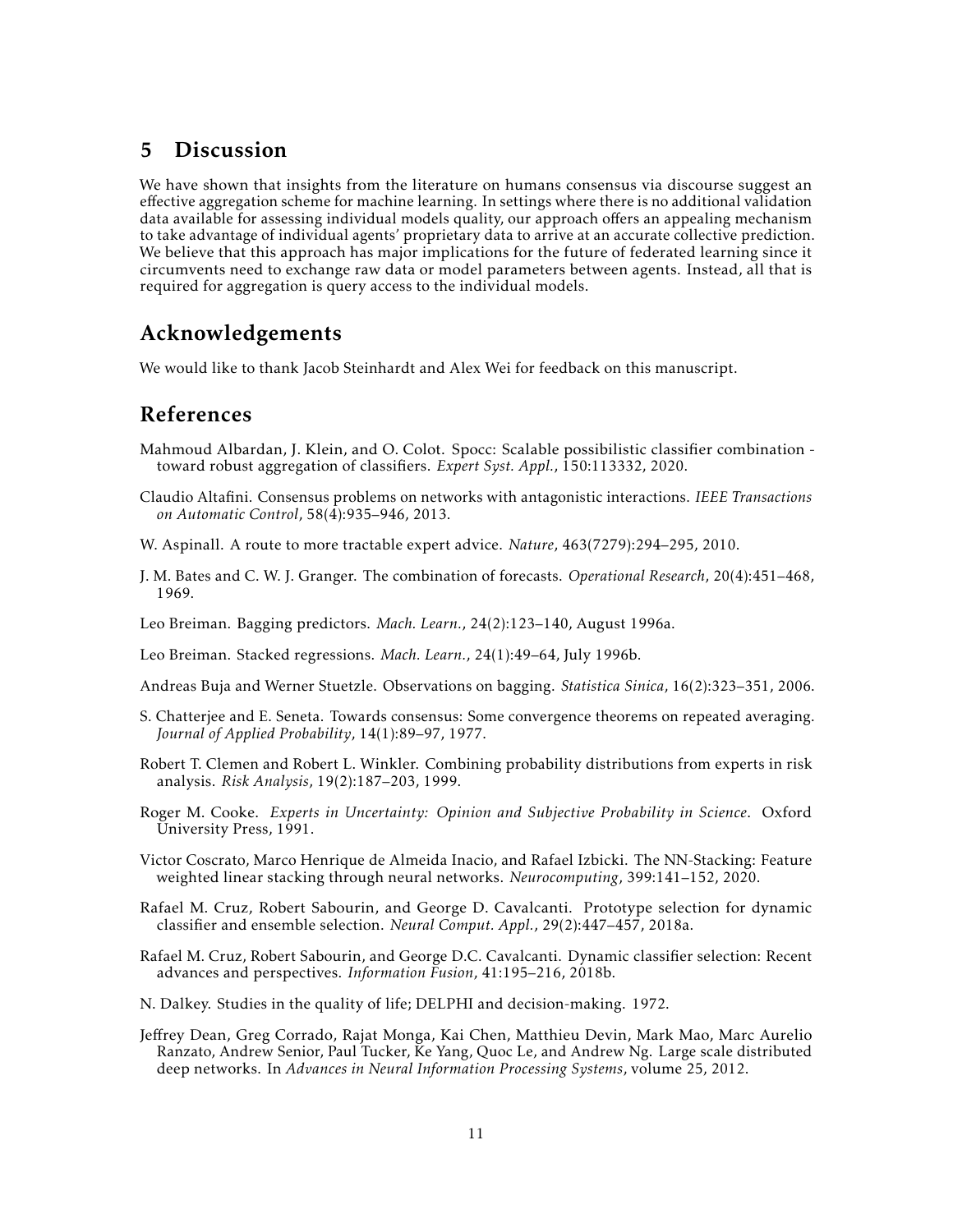## 5 Discussion

We have shown that insights from the literature on humans consensus via discourse suggest an effective aggregation scheme for machine learning. In settings where there is no additional validation data available for assessing individual models quality, our approach offers an appealing mechanism to take advantage of individual agents' proprietary data to arrive at an accurate collective prediction. We believe that this approach has major implications for the future of federated learning since it circumvents need to exchange raw data or model parameters between agents. Instead, all that is required for aggregation is query access to the individual models.

## Acknowledgements

We would like to thank Jacob Steinhardt and Alex Wei for feedback on this manuscript.

## References

Mahmoud Albardan, J. Klein, and O. Colot. Spocc: Scalable possibilistic classifier combination - toward robust aggregation of classifiers. *Expert Syst. Appl.*, 150:113332, 2020.

Claudio Altafini. Consensus problems on networks with antagonistic interactions. *IEEE Transactions on Automatic Control*, 58(4):935–946, 2013.

W. Aspinall. A route to more tractable expert advice. *Nature*, 463(7279):294–295, 2010.

J. M. Bates and C. W. J. Granger. The combination of forecasts. *Operational Research*, 20(4):451–468, 1969.

Leo Breiman. Bagging predictors. *Mach. Learn.*, 24(2):123–140, August 1996a.

Leo Breiman. Stacked regressions. *Mach. Learn.*, 24(1):49–64, July 1996b.

Andreas Buja and Werner Stuetzle. Observations on bagging. *Statistica Sinica*, 16(2):323–351, 2006.

S. Chatterjee and E. Seneta. Towards consensus: Some convergence theorems on repeated averaging. *Journal of Applied Probability*, 14(1):89–97, 1977.

Robert T. Clemen and Robert L. Winkler. Combining probability distributions from experts in risk analysis. *Risk Analysis*, 19(2):187–203, 1999.

Roger M. Cooke. *Experts in Uncertainty: Opinion and Subjective Probability in Science*. Oxford University Press, 1991.

Victor Coscrato, Marco Henrique de Almeida Inacio, and Rafael Izbicki. The NN-Stacking: Feature weighted linear stacking through neural networks. *Neurocomputing*, 399:141–152, 2020.

Rafael M. Cruz, Robert Sabourin, and George D. Cavalcanti. Prototype selection for dynamic classifier and ensemble selection. *Neural Comput. Appl.*, 29(2):447–457, 2018a.

Rafael M. Cruz, Robert Sabourin, and George D.C. Cavalcanti. Dynamic classifier selection: Recent advances and perspectives. *Information Fusion*, 41:195–216, 2018b.

N. Dalkey. Studies in the quality of life; DELPHI and decision-making. 1972.

Jeffrey Dean, Greg Corrado, Rajat Monga, Kai Chen, Matthieu Devin, Mark Mao, Marc Aurelio Ranzato, Andrew Senior, Paul Tucker, Ke Yang, Quoc Le, and Andrew Ng. Large scale distributed deep networks. In *Advances in Neural Information Processing Systems*, volume 25, 2012.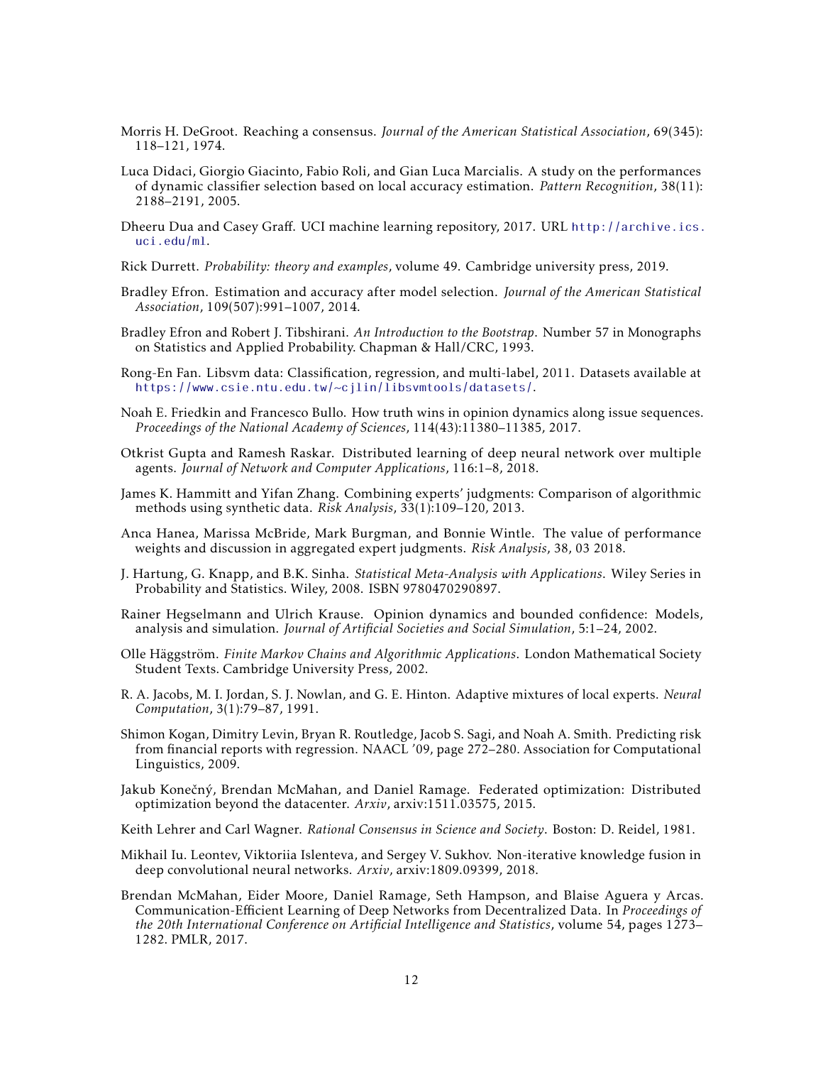Morris H. DeGroot. Reaching a consensus. *Journal of the American Statistical Association*, 69(345): 118–121, 1974.

Luca Didaci, Giorgio Giacinto, Fabio Roli, and Gian Luca Marcialis. A study on the performances of dynamic classifier selection based on local accuracy estimation. *Pattern Recognition*, 38(11): 2188–2191, 2005.

Dheeru Dua and Casey Graff. UCI machine learning repository, 2017. URL http://archive.ics.uci.edu/ml.

Rick Durrett. *Probability: theory and examples*, volume 49. Cambridge university press, 2019.

Bradley Efron. Estimation and accuracy after model selection. *Journal of the American Statistical Association*, 109(507):991–1007, 2014.

Bradley Efron and Robert J. Tibshirani. *An Introduction to the Bootstrap*. Number 57 in Monographs on Statistics and Applied Probability. Chapman & Hall/CRC, 1993.

Rong-En Fan. Libsvm data: Classification, regression, and multi-label, 2011. Datasets available at https://www.csie.ntu.edu.tw/~cjlin/libsvmtools/datasets/.

Noah E. Friedkin and Francesco Bullo. How truth wins in opinion dynamics along issue sequences. *Proceedings of the National Academy of Sciences*, 114(43):11380–11385, 2017.

Otkrist Gupta and Ramesh Raskar. Distributed learning of deep neural network over multiple agents. *Journal of Network and Computer Applications*, 116:1–8, 2018.

James K. Hammitt and Yifan Zhang. Combining experts' judgments: Comparison of algorithmic methods using synthetic data. *Risk Analysis*, 33(1):109–120, 2013.

Anca Hanea, Marissa McBride, Mark Burgman, and Bonnie Wintle. The value of performance weights and discussion in aggregated expert judgments. *Risk Analysis*, 38, 03 2018.

J. Hartung, G. Knapp, and B.K. Sinha. *Statistical Meta-Analysis with Applications*. Wiley Series in Probability and Statistics. Wiley, 2008. ISBN 9780470290897.

Rainer Hegselmann and Ulrich Krause. Opinion dynamics and bounded confidence: Models, analysis and simulation. *Journal of Artificial Societies and Social Simulation*, 5:1–24, 2002.

Olle Häggström. *Finite Markov Chains and Algorithmic Applications*. London Mathematical Society Student Texts. Cambridge University Press, 2002.

R. A. Jacobs, M. I. Jordan, S. J. Nowlan, and G. E. Hinton. Adaptive mixtures of local experts. *Neural Computation*, 3(1):79–87, 1991.

Shimon Kogan, Dimitry Levin, Bryan R. Routledge, Jacob S. Sagi, and Noah A. Smith. Predicting risk from financial reports with regression. NAACL '09, page 272–280. Association for Computational Linguistics, 2009.

Jakub Konečný, Brendan McMahan, and Daniel Ramage. Federated optimization: Distributed optimization beyond the datacenter. *Arxiv*, arxiv:1511.03575, 2015.

Keith Lehrer and Carl Wagner. *Rational Consensus in Science and Society*. Boston: D. Reidel, 1981.

Mikhail Iu. Leontev, Viktoriia Islenteva, and Sergey V. Sukhov. Non-iterative knowledge fusion in deep convolutional neural networks. *Arxiv*, arxiv:1809.09399, 2018.

Brendan McMahan, Eider Moore, Daniel Ramage, Seth Hampson, and Blaise Aguera y Arcas. Communication-Efficient Learning of Deep Networks from Decentralized Data. In *Proceedings of the 20th International Conference on Artificial Intelligence and Statistics*, volume 54, pages 1273–1282. PMLR, 2017.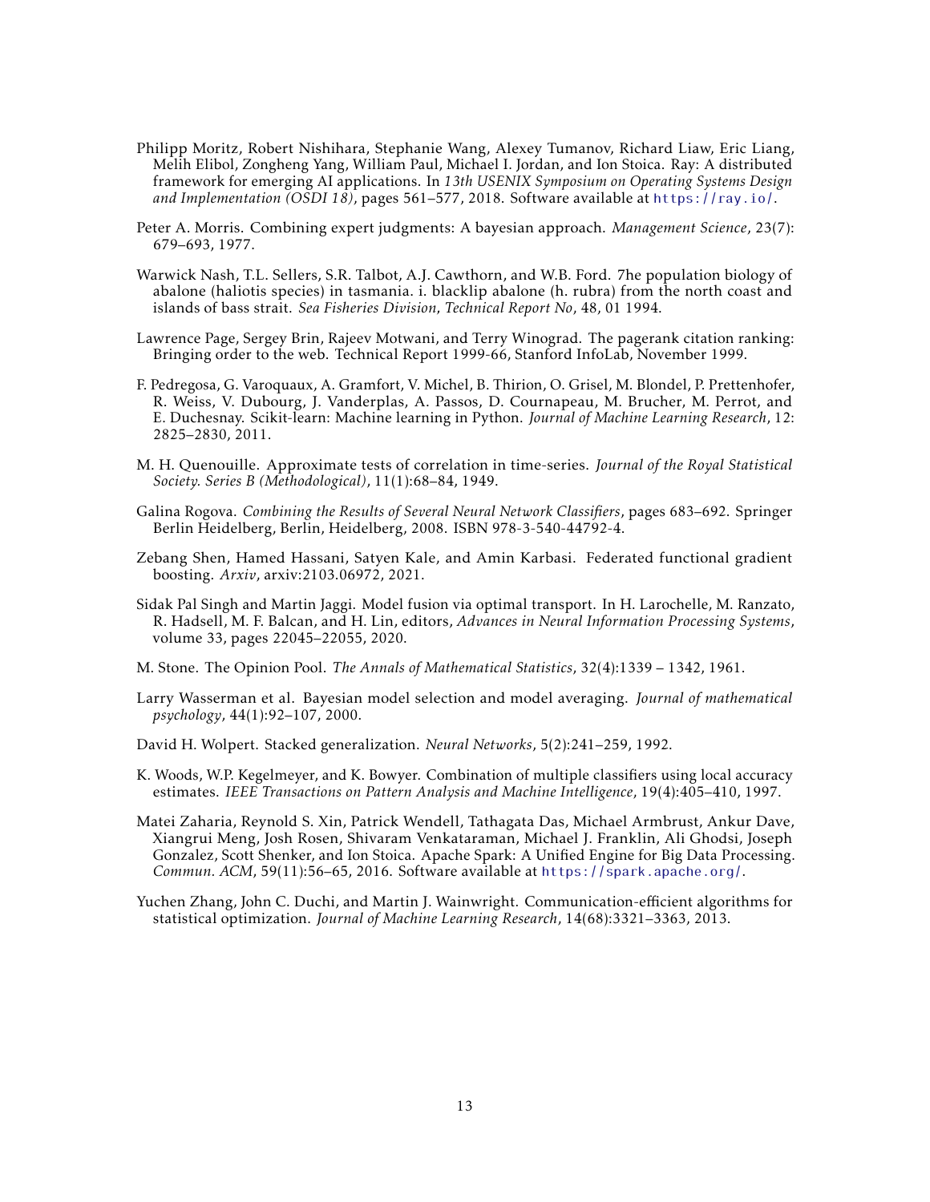Philipp Moritz, Robert Nishihara, Stephanie Wang, Alexey Tumanov, Richard Liaw, Eric Liang, Melih Elibol, Zongheng Yang, William Paul, Michael I. Jordan, and Ion Stoica. Ray: A distributed framework for emerging AI applications. In *13th USENIX Symposium on Operating Systems Design and Implementation (OSDI 18)*, pages 561–577, 2018. Software available at https://ray.io/.

Peter A. Morris. Combining expert judgments: A bayesian approach. *Management Science*, 23(7): 679–693, 1977.

Warwick Nash, T.L. Sellers, S.R. Talbot, A.J. Cawthorn, and W.B. Ford. 7he population biology of abalone (haliotis species) in tasmania. i. blacklip abalone (h. rubra) from the north coast and islands of bass strait. *Sea Fisheries Division, Technical Report No*, 48, 01 1994.

Lawrence Page, Sergey Brin, Rajeev Motwani, and Terry Winograd. The pagerank citation ranking: Bringing order to the web. Technical Report 1999-66, Stanford InfoLab, November 1999.

F. Pedregosa, G. Varoquaux, A. Gramfort, V. Michel, B. Thirion, O. Grisel, M. Blondel, P. Prettenhofer, R. Weiss, V. Dubourg, J. Vanderplas, A. Passos, D. Cournapeau, M. Brucher, M. Perrot, and E. Duchesnay. Scikit-learn: Machine learning in Python. *Journal of Machine Learning Research*, 12: 2825–2830, 2011.

M. H. Quenouille. Approximate tests of correlation in time-series. *Journal of the Royal Statistical Society. Series B (Methodological)*, 11(1):68–84, 1949.

Galina Rogova. *Combining the Results of Several Neural Network Classifiers*, pages 683–692. Springer Berlin Heidelberg, Berlin, Heidelberg, 2008. ISBN 978-3-540-44792-4.

Zebang Shen, Hamed Hassani, Satyen Kale, and Amin Karbasi. Federated functional gradient boosting. *Arxiv*, arxiv:2103.06972, 2021.

Sidak Pal Singh and Martin Jaggi. Model fusion via optimal transport. In H. Larochelle, M. Ranzato, R. Hadsell, M. F. Balcan, and H. Lin, editors, *Advances in Neural Information Processing Systems*, volume 33, pages 22045–22055, 2020.

M. Stone. The Opinion Pool. *The Annals of Mathematical Statistics*, 32(4):1339 – 1342, 1961.

Larry Wasserman et al. Bayesian model selection and model averaging. *Journal of mathematical psychology*, 44(1):92–107, 2000.

David H. Wolpert. Stacked generalization. *Neural Networks*, 5(2):241–259, 1992.

K. Woods, W.P. Kegelmeyer, and K. Bowyer. Combination of multiple classifiers using local accuracy estimates. *IEEE Transactions on Pattern Analysis and Machine Intelligence*, 19(4):405–410, 1997.

Matei Zaharia, Reynold S. Xin, Patrick Wendell, Tathagata Das, Michael Armbrust, Ankur Dave, Xiangrui Meng, Josh Rosen, Shivaram Venkataraman, Michael J. Franklin, Ali Ghodsi, Joseph Gonzalez, Scott Shenker, and Ion Stoica. Apache Spark: A Unified Engine for Big Data Processing. *Commun. ACM*, 59(11):56–65, 2016. Software available at https://spark.apache.org/.

Yuchen Zhang, John C. Duchi, and Martin J. Wainwright. Communication-efficient algorithms for statistical optimization. *Journal of Machine Learning Research*, 14(68):3321–3363, 2013.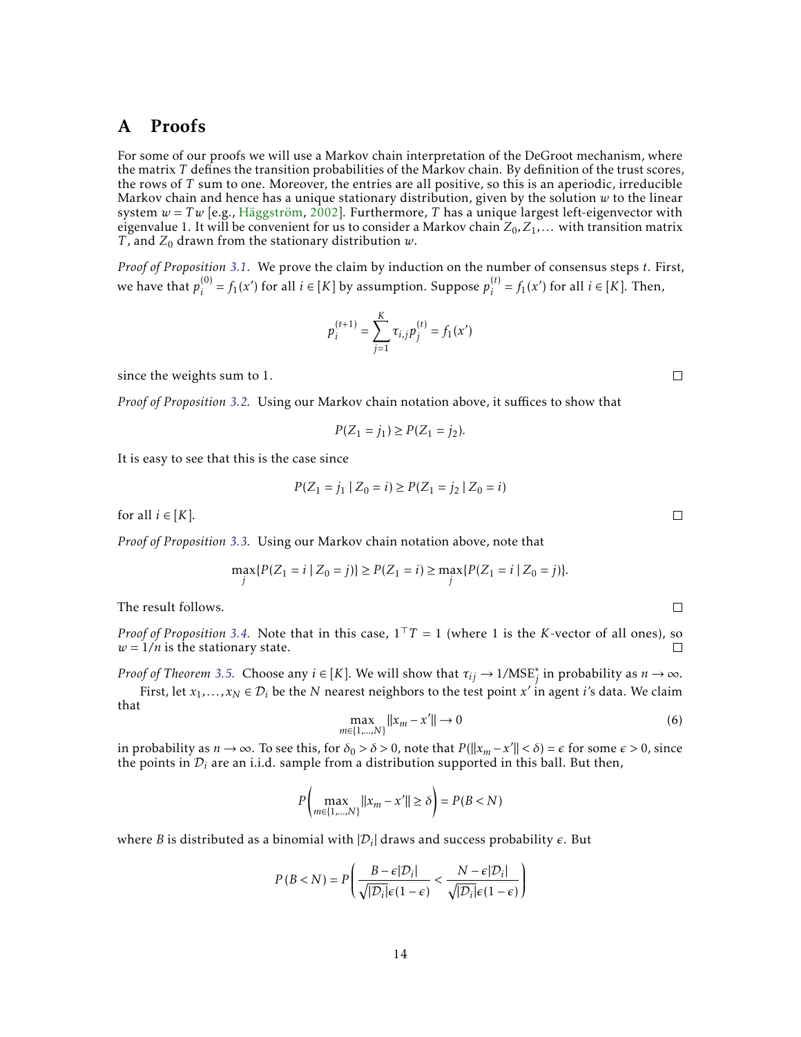# A Proofs

For some of our proofs we will use a Markov chain interpretation of the DeGroot mechanism, where the matrix $T$ defines the transition probabilities of the Markov chain. By definition of the trust scores, the rows of $T$ sum to one. Moreover, the entries are all positive, so this is an aperiodic, irreducible Markov chain and hence has a unique stationary distribution, given by the solution $w$ to the linear system $w = Tw$ [e.g., Häggström, 2002]. Furthermore, $T$ has a unique largest left-eigenvector with eigenvalue 1. It will be convenient for us to consider a Markov chain $Z_0, Z_1, \ldots$ with transition matrix $T$, and $Z_0$ drawn from the stationary distribution $w$.

*Proof of Proposition 3.1.* We prove the claim by induction on the number of consensus steps $t$. First, we have that $p_i^{(0)} = f_1(x')$ for all $i \in [K]$ by assumption. Suppose $p_i^{(t)} = f_1(x')$ for all $i \in [K]$. Then,

$$p_i^{(t+1)} = \sum_{j=1}^{K} \tau_{i,j} p_j^{(t)} = f_1(x')$$

since the weights sum to 1. □

*Proof of Proposition 3.2.* Using our Markov chain notation above, it suffices to show that

$$P(Z_1 = j_1) \geq P(Z_1 = j_2).$$

It is easy to see that this is the case since

$$P(Z_1 = j_1 \mid Z_0 = i) \geq P(Z_1 = j_2 \mid Z_0 = i)$$

for all $i \in [K]$. □

*Proof of Proposition 3.3.* Using our Markov chain notation above, note that

$$\max_j \{P(Z_1 = i \mid Z_0 = j)\} \geq P(Z_1 = i) \geq \max_j \{P(Z_1 = i \mid Z_0 = j)\}.$$

The result follows. □

*Proof of Proposition 3.4.* Note that in this case, $1^\top T = 1$ (where 1 is the $K$-vector of all ones), so $w = 1/n$ is the stationary state. □

*Proof of Theorem 3.5.* Choose any $i \in [K]$. We will show that $\tau_{ij} \to 1/\text{MSE}_j^*$ in probability as $n \to \infty$.

First, let $x_1, \ldots, x_N \in \mathcal{D}_i$ be the $N$ nearest neighbors to the test point $x'$ in agent $i$'s data. We claim that

$$\max_{m \in \{1,\ldots,N\}} \|x_m - x'\| \to 0 \tag{6}$$

in probability as $n \to \infty$. To see this, for $\delta_0 > \delta > 0$, note that $P(\|x_m - x'\| < \delta) = \epsilon$ for some $\epsilon > 0$, since the points in $\mathcal{D}_i$ are an i.i.d. sample from a distribution supported in this ball. But then,

$$P\left(\max_{m \in \{1,\ldots,N\}} \|x_m - x'\| \geq \delta\right) = P(B < N)$$

where $B$ is distributed as a binomial with $|\mathcal{D}_i|$ draws and success probability $\epsilon$. But

$$P(B < N) = P\left(\frac{B - \epsilon|\mathcal{D}_i|}{\sqrt{|\mathcal{D}_i|\epsilon(1-\epsilon)}} < \frac{N - \epsilon|\mathcal{D}_i|}{\sqrt{|\mathcal{D}_i|\epsilon(1-\epsilon)}}\right)$$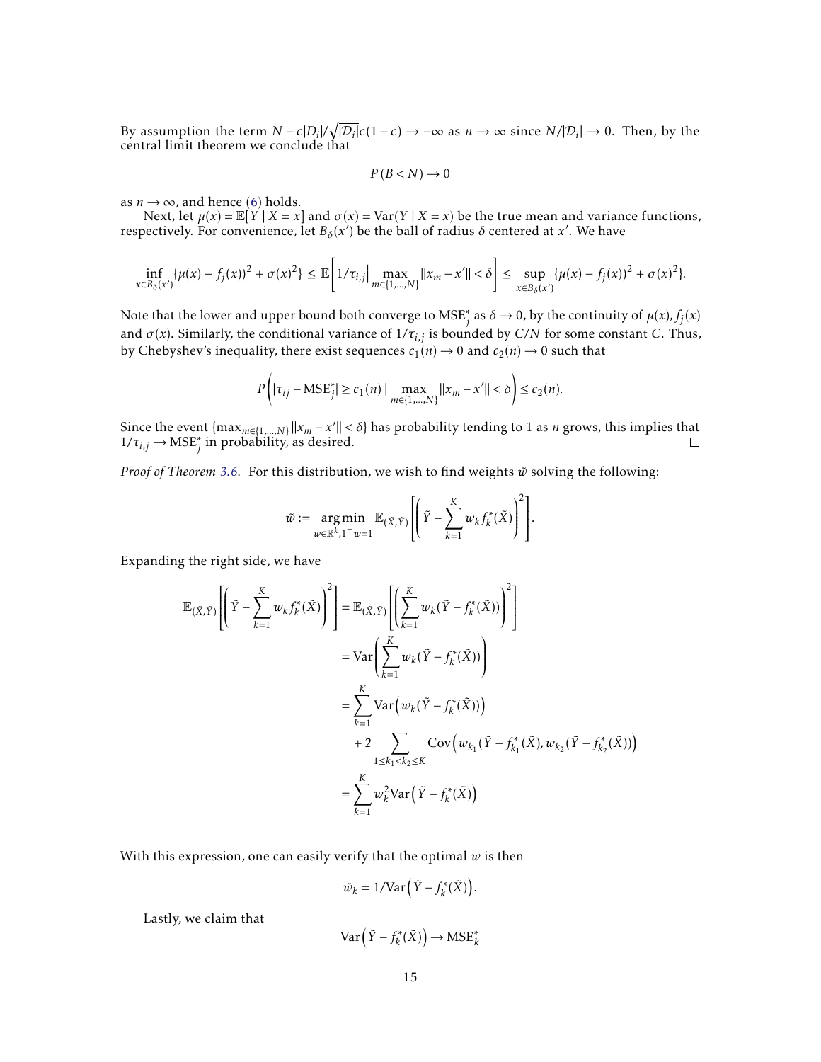By assumption the term $N - \epsilon|D_i|/\sqrt{|\mathcal{D}_i|}\epsilon(1-\epsilon) \to -\infty$ as $n \to \infty$ since $N/|\mathcal{D}_i| \to 0$. Then, by the central limit theorem we conclude that

$$P(B < N) \to 0$$

as $n \to \infty$, and hence (6) holds.

Next, let $\mu(x) = \mathbb{E}[Y \mid X = x]$ and $\sigma(x) = \mathrm{Var}(Y \mid X = x)$ be the true mean and variance functions, respectively. For convenience, let $B_\delta(x')$ be the ball of radius $\delta$ centered at $x'$. We have

$$\inf_{x \in B_\delta(x')} \{\mu(x) - f_j(x))^2 + \sigma(x)^2\} \leq \mathbb{E}\left[1/\tau_{i,j} \Big| \max_{m \in \{1,\ldots,N\}} \|x_m - x'\| < \delta\right] \leq \sup_{x \in B_\delta(x')} \{\mu(x) - f_j(x))^2 + \sigma(x)^2\}.$$

Note that the lower and upper bound both converge to $\mathrm{MSE}_j^*$ as $\delta \to 0$, by the continuity of $\mu(x), f_j(x)$ and $\sigma(x)$. Similarly, the conditional variance of $1/\tau_{i,j}$ is bounded by $C/N$ for some constant $C$. Thus, by Chebyshev's inequality, there exist sequences $c_1(n) \to 0$ and $c_2(n) \to 0$ such that

$$P\left(|\tau_{ij} - \mathrm{MSE}_j^*| \geq c_1(n) \mid \max_{m \in \{1,\ldots,N\}} \|x_m - x'\| < \delta\right) \leq c_2(n).$$

Since the event $\{\max_{m \in \{1,\ldots,N\}} \|x_m - x'\| < \delta\}$ has probability tending to 1 as $n$ grows, this implies that $1/\tau_{i,j} \to \mathrm{MSE}_j^*$ in probability, as desired. □

*Proof of Theorem 3.6.* For this distribution, we wish to find weights $\tilde{w}$ solving the following:

$$\tilde{w} := \underset{w \in \mathbb{R}^k, 1^\top w = 1}{\arg\min} \; \mathbb{E}_{(\tilde{X},\tilde{Y})}\left[\left(\tilde{Y} - \sum_{k=1}^K w_k f_k^*(\tilde{X})\right)^2\right].$$

Expanding the right side, we have

$$\begin{aligned}
\mathbb{E}_{(\tilde{X},\tilde{Y})}\left[\left(\tilde{Y} - \sum_{k=1}^K w_k f_k^*(\tilde{X})\right)^2\right] &= \mathbb{E}_{(\tilde{X},\tilde{Y})}\left[\left(\sum_{k=1}^K w_k (\tilde{Y} - f_k^*(\tilde{X}))\right)^2\right] \\
&= \mathrm{Var}\left(\sum_{k=1}^K w_k (\tilde{Y} - f_k^*(\tilde{X}))\right) \\
&= \sum_{k=1}^K \mathrm{Var}\Big(w_k (\tilde{Y} - f_k^*(\tilde{X}))\Big) \\
&\quad + 2 \sum_{1 \leq k_1 < k_2 \leq K} \mathrm{Cov}\Big(w_{k_1}(\tilde{Y} - f_{k_1}^*(\tilde{X}), w_{k_2}(\tilde{Y} - f_{k_2}^*(\tilde{X}))\Big) \\
&= \sum_{k=1}^K w_k^2 \mathrm{Var}\Big(\tilde{Y} - f_k^*(\tilde{X})\Big)
\end{aligned}$$

With this expression, one can easily verify that the optimal $w$ is then

$$\tilde{w}_k = 1/\mathrm{Var}\Big(\tilde{Y} - f_k^*(\tilde{X})\Big).$$

Lastly, we claim that

$$\mathrm{Var}\Big(\tilde{Y} - f_k^*(\tilde{X})\Big) \to \mathrm{MSE}_k^*$$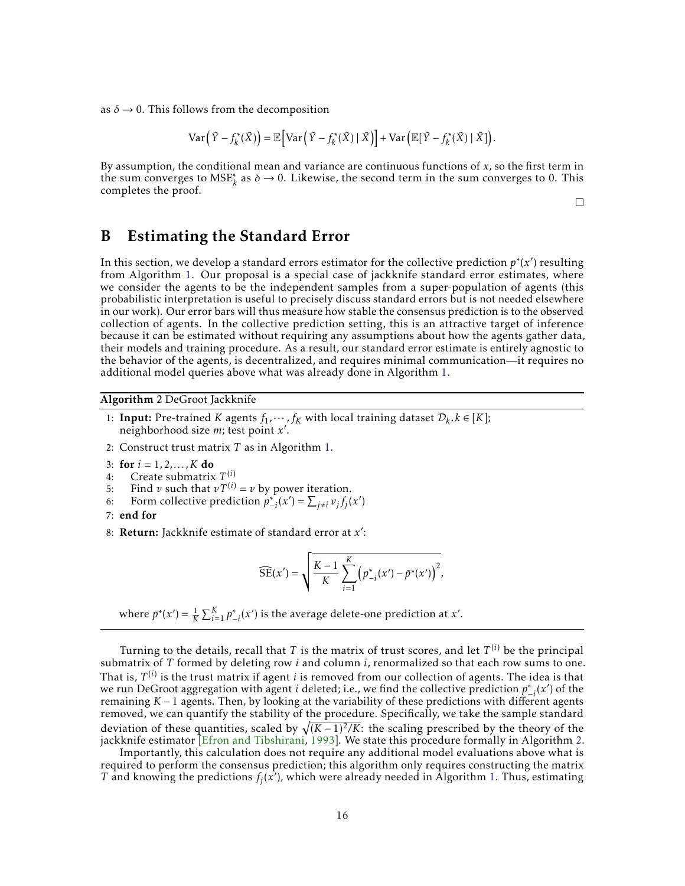as $\delta \to 0$. This follows from the decomposition

$$\mathrm{Var}\Big(\tilde{Y} - f_k^*(\tilde{X})\Big) = \mathbb{E}\Big[\mathrm{Var}\Big(\tilde{Y} - f_k^*(\tilde{X}) \mid \tilde{X}\Big)\Big] + \mathrm{Var}\Big(\mathbb{E}[\tilde{Y} - f_k^*(\tilde{X}) \mid \tilde{X}]\Big).$$

By assumption, the conditional mean and variance are continuous functions of $x$, so the first term in the sum converges to $\mathrm{MSE}_k^*$ as $\delta \to 0$. Likewise, the second term in the sum converges to 0. This completes the proof.

□

## B Estimating the Standard Error

In this section, we develop a standard errors estimator for the collective prediction $p^*(x')$ resulting from Algorithm 1. Our proposal is a special case of jackknife standard error estimates, where we consider the agents to be the independent samples from a super-population of agents (this probabilistic interpretation is useful to precisely discuss standard errors but is not needed elsewhere in our work). Our error bars will thus measure how stable the consensus prediction is to the observed collection of agents. In the collective prediction setting, this is an attractive target of inference because it can be estimated without requiring any assumptions about how the agents gather data, their models and training procedure. As a result, our standard error estimate is entirely agnostic to the behavior of the agents, is decentralized, and requires minimal communication—it requires no additional model queries above what was already done in Algorithm 1.

**Algorithm 2** DeGroot Jackknife

1: **Input:** Pre-trained $K$ agents $f_1, \cdots, f_K$ with local training dataset $\mathcal{D}_k, k \in [K]$; neighborhood size $m$; test point $x'$.

2: Construct trust matrix $T$ as in Algorithm 1.

3: **for** $i = 1, 2, \ldots, K$ **do**

4: Create submatrix $T^{(i)}$

5: Find $v$ such that $vT^{(i)} = v$ by power iteration.

6: Form collective prediction $p_{-i}^*(x') = \sum_{j \neq i} v_j f_j(x')$

7: **end for**

8: **Return:** Jackknife estimate of standard error at $x'$:

$$\widehat{\mathrm{SE}}(x') = \sqrt{\frac{K-1}{K} \sum_{i=1}^{K} \left(p_{-i}^*(x') - \bar{p}^*(x')\right)^2},$$

where $\bar{p}^*(x') = \frac{1}{K}\sum_{i=1}^{K} p_{-i}^*(x')$ is the average delete-one prediction at $x'$.

Turning to the details, recall that $T$ is the matrix of trust scores, and let $T^{(i)}$ be the principal submatrix of $T$ formed by deleting row $i$ and column $i$, renormalized so that each row sums to one. That is, $T^{(i)}$ is the trust matrix if agent $i$ is removed from our collection of agents. The idea is that we run DeGroot aggregation with agent $i$ deleted; i.e., we find the collective prediction $p_{-i}^*(x')$ of the remaining $K-1$ agents. Then, by looking at the variability of these predictions with different agents removed, we can quantify the stability of the procedure. Specifically, we take the sample standard deviation of these quantities, scaled by $\sqrt{(K-1)^2/K}$: the scaling prescribed by the theory of the jackknife estimator [Efron and Tibshirani, 1993]. We state this procedure formally in Algorithm 2.

Importantly, this calculation does not require any additional model evaluations above what is required to perform the consensus prediction; this algorithm only requires constructing the matrix $T$ and knowing the predictions $f_j(x')$, which were already needed in Algorithm 1. Thus, estimating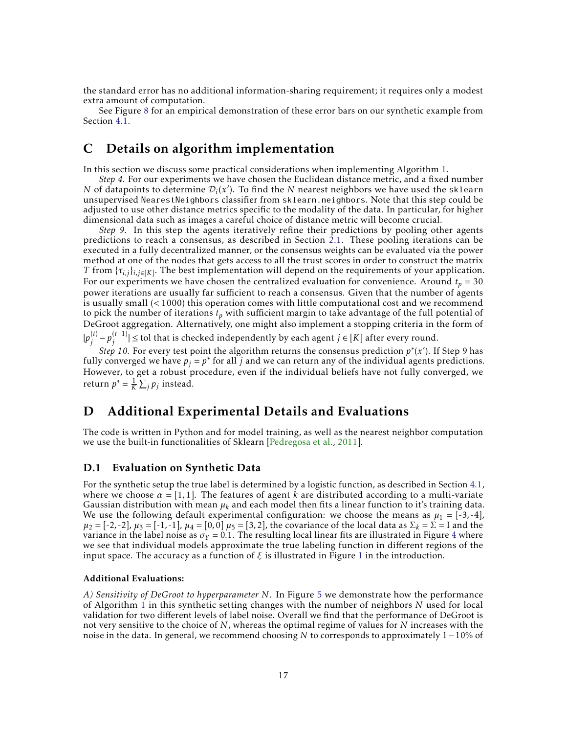the standard error has no additional information-sharing requirement; it requires only a modest extra amount of computation.

See Figure 8 for an empirical demonstration of these error bars on our synthetic example from Section 4.1.

# C Details on algorithm implementation

In this section we discuss some practical considerations when implementing Algorithm 1.

*Step 4.* For our experiments we have chosen the Euclidean distance metric, and a fixed number $N$ of datapoints to determine $\mathcal{D}_i(x')$. To find the $N$ nearest neighbors we have used the `sklearn` unsupervised `NearestNeighbors` classifier from `sklearn.neighbors`. Note that this step could be adjusted to use other distance metrics specific to the modality of the data. In particular, for higher dimensional data such as images a careful choice of distance metric will become crucial.

*Step 9.* In this step the agents iteratively refine their predictions by pooling other agents predictions to reach a consensus, as described in Section 2.1. These pooling iterations can be executed in a fully decentralized manner, or the consensus weights can be evaluated via the power method at one of the nodes that gets access to all the trust scores in order to construct the matrix $T$ from $\{\tau_{i,j}\}_{i,j\in[K]}$. The best implementation will depend on the requirements of your application. For our experiments we have chosen the centralized evaluation for convenience. Around $t_p = 30$ power iterations are usually far sufficient to reach a consensus. Given that the number of agents is usually small ($< 1000$) this operation comes with little computational cost and we recommend to pick the number of iterations $t_p$ with sufficient margin to take advantage of the full potential of DeGroot aggregation. Alternatively, one might also implement a stopping criteria in the form of $|p_j^{(t)} - p_j^{(t-1)}| \leq \text{tol}$ that is checked independently by each agent $j \in [K]$ after every round.

*Step 10.* For every test point the algorithm returns the consensus prediction $p^*(x')$. If Step 9 has fully converged we have $p_j = p^*$ for all $j$ and we can return any of the individual agents predictions. However, to get a robust procedure, even if the individual beliefs have not fully converged, we return $p^* = \frac{1}{K}\sum_j p_j$ instead.

# D Additional Experimental Details and Evaluations

The code is written in Python and for model training, as well as the nearest neighbor computation we use the built-in functionalities of Sklearn [Pedregosa et al., 2011].

## D.1 Evaluation on Synthetic Data

For the synthetic setup the true label is determined by a logistic function, as described in Section 4.1, where we choose $\alpha = [1,1]$. The features of agent $k$ are distributed according to a multi-variate Gaussian distribution with mean $\mu_k$ and each model then fits a linear function to it's training data. We use the following default experimental configuration: we choose the means as $\mu_1 = [-3,-4]$, $\mu_2 = [-2,-2]$, $\mu_3 = [-1,-1]$, $\mu_4 = [0,0]$ $\mu_5 = [3,2]$, the covariance of the local data as $\Sigma_k = \Sigma = \mathrm{I}$ and the variance in the label noise as $\sigma_Y = 0.1$. The resulting local linear fits are illustrated in Figure 4 where we see that individual models approximate the true labeling function in different regions of the input space. The accuracy as a function of $\xi$ is illustrated in Figure 1 in the introduction.

**Additional Evaluations:**

*A) Sensitivity of DeGroot to hyperparameter $N$.* In Figure 5 we demonstrate how the performance of Algorithm 1 in this synthetic setting changes with the number of neighbors $N$ used for local validation for two different levels of label noise. Overall we find that the performance of DeGroot is not very sensitive to the choice of $N$, whereas the optimal regime of values for $N$ increases with the noise in the data. In general, we recommend choosing $N$ to corresponds to approximately $1-10\%$ of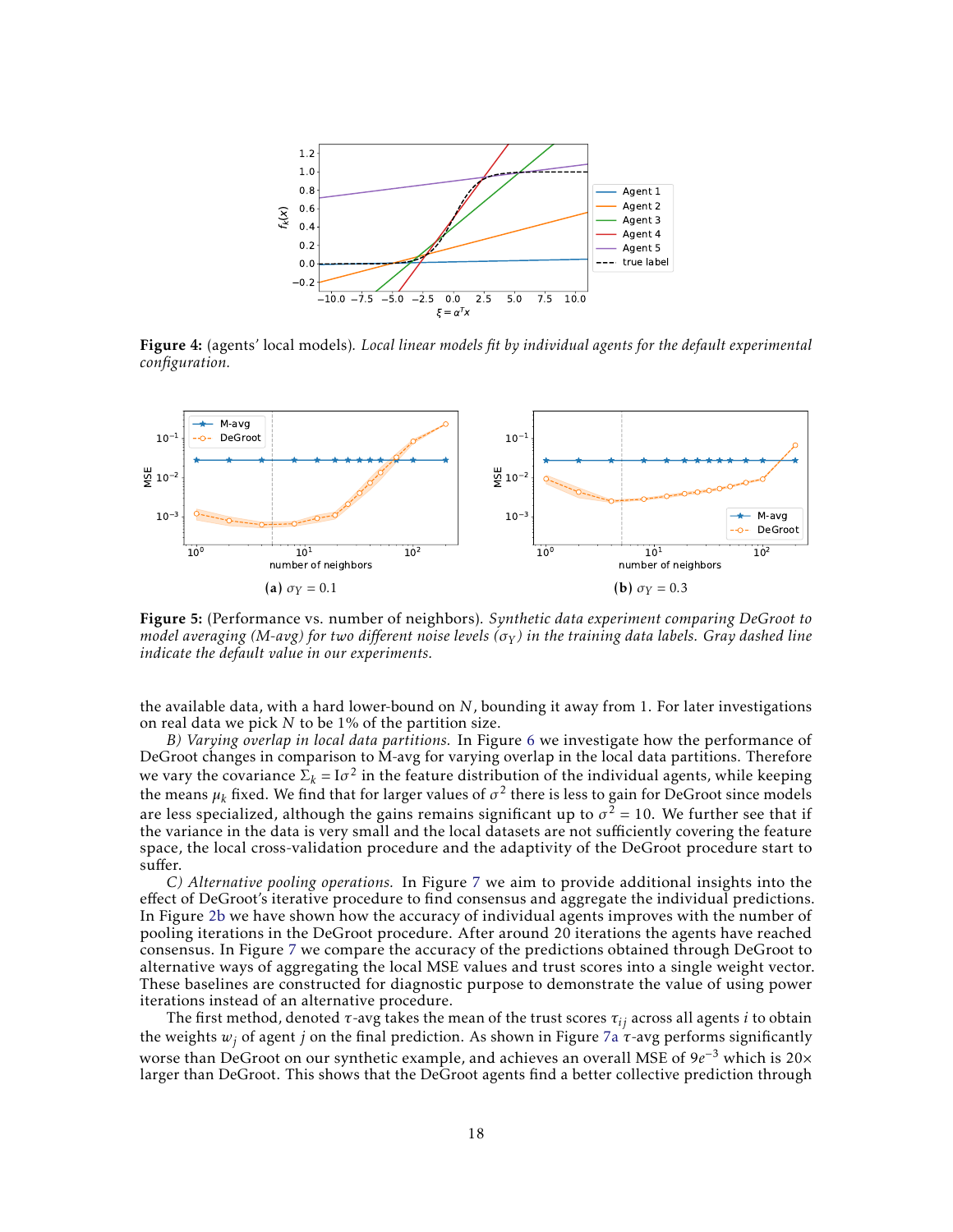**Figure 4:** (agents' local models). *Local linear models fit by individual agents for the default experimental configuration.*

**Figure 5:** (Performance vs. number of neighbors). *Synthetic data experiment comparing DeGroot to model averaging (M-avg) for two different noise levels ($\sigma_Y$) in the training data labels. Gray dashed line indicate the default value in our experiments.*

(**a**) $\sigma_Y = 0.1$

(**b**) $\sigma_Y = 0.3$

the available data, with a hard lower-bound on $N$, bounding it away from 1. For later investigations on real data we pick $N$ to be 1% of the partition size.

*B) Varying overlap in local data partitions.* In Figure 6 we investigate how the performance of DeGroot changes in comparison to M-avg for varying overlap in the local data partitions. Therefore we vary the covariance $\Sigma_k = I\sigma^2$ in the feature distribution of the individual agents, while keeping the means $\mu_k$ fixed. We find that for larger values of $\sigma^2$ there is less to gain for DeGroot since models are less specialized, although the gains remains significant up to $\sigma^2 = 10$. We further see that if the variance in the data is very small and the local datasets are not sufficiently covering the feature space, the local cross-validation procedure and the adaptivity of the DeGroot procedure start to suffer.

*C) Alternative pooling operations.* In Figure 7 we aim to provide additional insights into the effect of DeGroot's iterative procedure to find consensus and aggregate the individual predictions. In Figure 2b we have shown how the accuracy of individual agents improves with the number of pooling iterations in the DeGroot procedure. After around 20 iterations the agents have reached consensus. In Figure 7 we compare the accuracy of the predictions obtained through DeGroot to alternative ways of aggregating the local MSE values and trust scores into a single weight vector. These baselines are constructed for diagnostic purpose to demonstrate the value of using power iterations instead of an alternative procedure.

The first method, denoted $\tau$-avg takes the mean of the trust scores $\tau_{ij}$ across all agents $i$ to obtain the weights $w_j$ of agent $j$ on the final prediction. As shown in Figure 7a $\tau$-avg performs significantly worse than DeGroot on our synthetic example, and achieves an overall MSE of $9e^{-3}$ which is 20× larger than DeGroot. This shows that the DeGroot agents find a better collective prediction through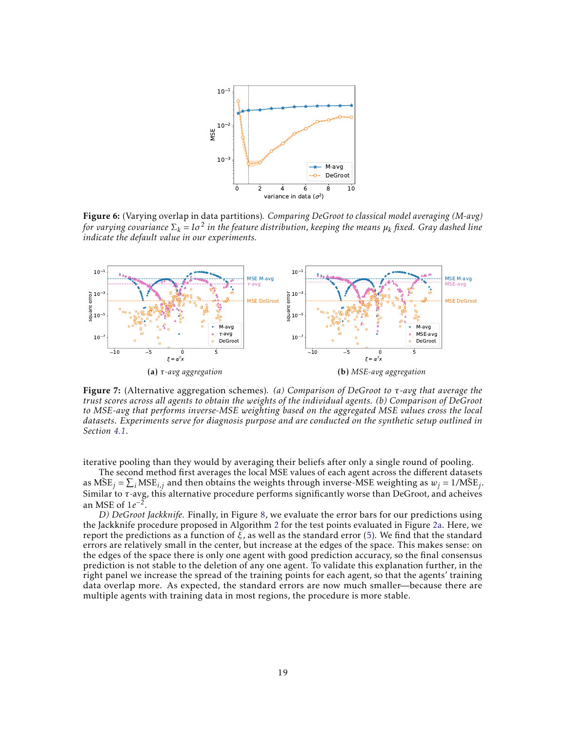**Figure 6:** (Varying overlap in data partitions). *Comparing DeGroot to classical model averaging (M-avg) for varying covariance $\Sigma_k = I\sigma^2$ in the feature distribution, keeping the means $\mu_k$ fixed. Gray dashed line indicate the default value in our experiments.*

(a) *$\tau$-avg aggregation*

(b) *MSE-avg aggregation*

**Figure 7:** (Alternative aggregation schemes). *(a) Comparison of DeGroot to $\tau$-avg that average the trust scores across all agents to obtain the weights of the individual agents. (b) Comparison of DeGroot to MSE-avg that performs inverse-MSE weighting based on the aggregated MSE values cross the local datasets. Experiments serve for diagnosis purpose and are conducted on the synthetic setup outlined in Section 4.1.*

iterative pooling than they would by averaging their beliefs after only a single round of pooling.

The second method first averages the local MSE values of each agent across the different datasets as $\bar{\text{MSE}}_j = \sum_i \text{MSE}_{i,j}$ and then obtains the weights through inverse-MSE weighting as $w_j = 1/\bar{\text{MSE}}_j$. Similar to $\tau$-avg, this alternative procedure performs significantly worse than DeGroot, and acheives an MSE of $1e^{-2}$.

*D) DeGroot Jackknife.* Finally, in Figure 8, we evaluate the error bars for our predictions using the Jackknife procedure proposed in Algorithm 2 for the test points evaluated in Figure 2a. Here, we report the predictions as a function of $\xi$, as well as the standard error (5). We find that the standard errors are relatively small in the center, but increase at the edges of the space. This makes sense: on the edges of the space there is only one agent with good prediction accuracy, so the final consensus prediction is not stable to the deletion of any one agent. To validate this explanation further, in the right panel we increase the spread of the training points for each agent, so that the agents' training data overlap more. As expected, the standard errors are now much smaller—because there are multiple agents with training data in most regions, the procedure is more stable.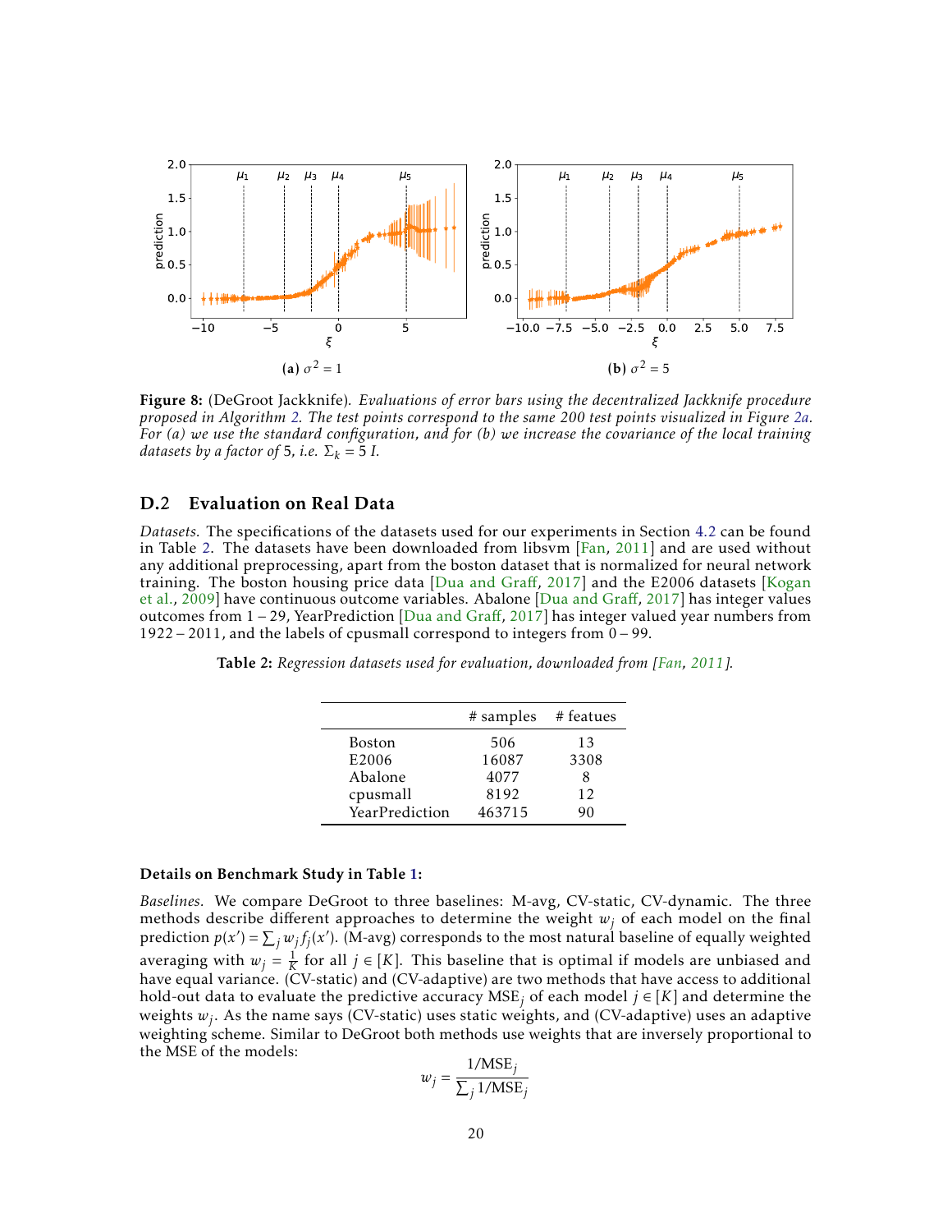**Figure 8:** (DeGroot Jackknife). *Evaluations of error bars using the decentralized Jackknife procedure proposed in Algorithm 2. The test points correspond to the same 200 test points visualized in Figure 2a. For (a) we use the standard configuration, and for (b) we increase the covariance of the local training datasets by a factor of* 5*, i.e.* $\Sigma_k = 5\,I$*.*

(a) $\sigma^2 = 1$

(b) $\sigma^2 = 5$

## D.2 Evaluation on Real Data

*Datasets.* The specifications of the datasets used for our experiments in Section 4.2 can be found in Table 2. The datasets have been downloaded from libsvm [Fan, 2011] and are used without any additional preprocessing, apart from the boston dataset that is normalized for neural network training. The boston housing price data [Dua and Graff, 2017] and the E2006 datasets [Kogan et al., 2009] have continuous outcome variables. Abalone [Dua and Graff, 2017] has integer values outcomes from 1 – 29, YearPrediction [Dua and Graff, 2017] has integer valued year numbers from 1922 – 2011, and the labels of cpusmall correspond to integers from 0 – 99.

**Table 2:** *Regression datasets used for evaluation, downloaded from [Fan, 2011].*

| | # samples | # featues |
|---|---|---|
| Boston | 506 | 13 |
| E2006 | 16087 | 3308 |
| Abalone | 4077 | 8 |
| cpusmall | 8192 | 12 |
| YearPrediction | 463715 | 90 |

**Details on Benchmark Study in Table 1:**

*Baselines.* We compare DeGroot to three baselines: M-avg, CV-static, CV-dynamic. The three methods describe different approaches to determine the weight $w_j$ of each model on the final prediction $p(x') = \sum_j w_j f_j(x')$. (M-avg) corresponds to the most natural baseline of equally weighted averaging with $w_j = \frac{1}{K}$ for all $j \in [K]$. This baseline that is optimal if models are unbiased and have equal variance. (CV-static) and (CV-adaptive) are two methods that have access to additional hold-out data to evaluate the predictive accuracy $\text{MSE}_j$ of each model $j \in [K]$ and determine the weights $w_j$. As the name says (CV-static) uses static weights, and (CV-adaptive) uses an adaptive weighting scheme. Similar to DeGroot both methods use weights that are inversely proportional to the MSE of the models:

$$w_j = \frac{1/\text{MSE}_j}{\sum_j 1/\text{MSE}_j}$$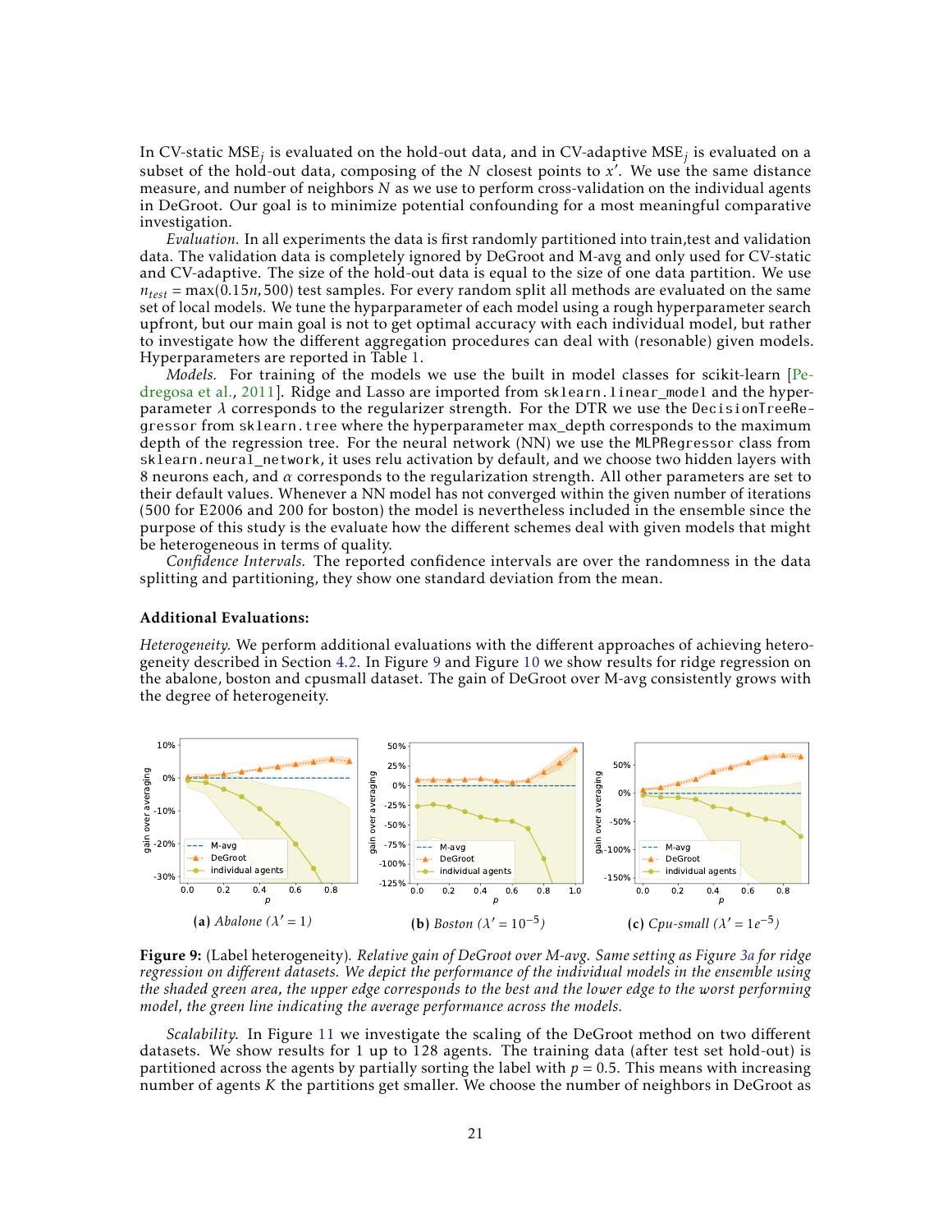In CV-static $\text{MSE}_j$ is evaluated on the hold-out data, and in CV-adaptive $\text{MSE}_j$ is evaluated on a subset of the hold-out data, composing of the $N$ closest points to $x'$. We use the same distance measure, and number of neighbors $N$ as we use to perform cross-validation on the individual agents in DeGroot. Our goal is to minimize potential confounding for a most meaningful comparative investigation.

*Evaluation.* In all experiments the data is first randomly partitioned into train,test and validation data. The validation data is completely ignored by DeGroot and M-avg and only used for CV-static and CV-adaptive. The size of the hold-out data is equal to the size of one data partition. We use $n_{test} = \max(0.15n, 500)$ test samples. For every random split all methods are evaluated on the same set of local models. We tune the hyparparameter of each model using a rough hyperparameter search upfront, but our main goal is not to get optimal accuracy with each individual model, but rather to investigate how the different aggregation procedures can deal with (resonable) given models. Hyperparameters are reported in Table 1.

*Models.* For training of the models we use the built in model classes for scikit-learn [Pedregosa et al., 2011]. Ridge and Lasso are imported from `sklearn.linear_model` and the hyperparameter $\lambda$ corresponds to the regularizer strength. For the DTR we use the `DecisionTreeRegressor` from `sklearn.tree` where the hyperparameter max_depth corresponds to the maximum depth of the regression tree. For the neural network (NN) we use the `MLPRegressor` class from `sklearn.neural_network`, it uses relu activation by default, and we choose two hidden layers with 8 neurons each, and $\alpha$ corresponds to the regularization strength. All other parameters are set to their default values. Whenever a NN model has not converged within the given number of iterations (500 for E2006 and 200 for boston) the model is nevertheless included in the ensemble since the purpose of this study is the evaluate how the different schemes deal with given models that might be heterogeneous in terms of quality.

*Confidence Intervals.* The reported confidence intervals are over the randomness in the data splitting and partitioning, they show one standard deviation from the mean.

**Additional Evaluations:**

*Heterogeneity.* We perform additional evaluations with the different approaches of achieving heterogeneity described in Section 4.2. In Figure 9 and Figure 10 we show results for ridge regression on the abalone, boston and cpusmall dataset. The gain of DeGroot over M-avg consistently grows with the degree of heterogeneity.

**(a)** *Abalone* ($\lambda' = 1$) **(b)** *Boston* ($\lambda' = 10^{-5}$) **(c)** *Cpu-small* ($\lambda' = 1e^{-5}$)

**Figure 9:** (Label heterogeneity). *Relative gain of DeGroot over M-avg. Same setting as Figure 3a for ridge regression on different datasets. We depict the performance of the individual models in the ensemble using the shaded green area, the upper edge corresponds to the best and the lower edge to the worst performing model, the green line indicating the average performance across the models.*

*Scalability.* In Figure 11 we investigate the scaling of the DeGroot method on two different datasets. We show results for 1 up to 128 agents. The training data (after test set hold-out) is partitioned across the agents by partially sorting the label with $p = 0.5$. This means with increasing number of agents $K$ the partitions get smaller. We choose the number of neighbors in DeGroot as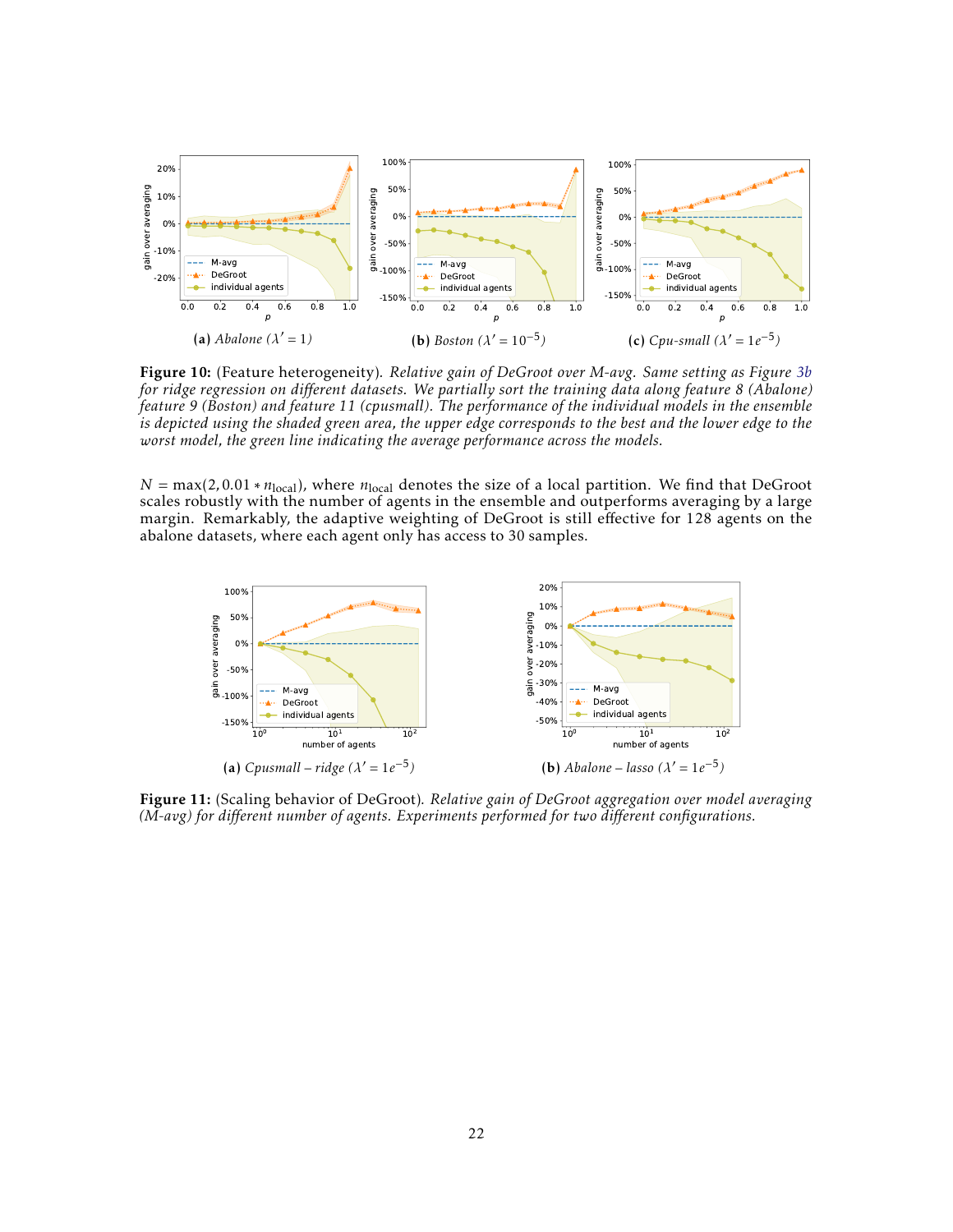gain over averaging

20%

10%

0%

-10%

-20%

0.0 0.2 0.4 0.6 0.8 1.0

p

M-avg

DeGroot

individual agents

(a) *Abalone* ($\lambda' = 1$)

gain over averaging

100%

50%

0%

-50%

-100%

-150%

0.0 0.2 0.4 0.6 0.8 1.0

p

M-avg

DeGroot

individual agents

(b) *Boston* ($\lambda' = 10^{-5}$)

gain over averaging

100%

50%

0%

-50%

-100%

-150%

0.0 0.2 0.4 0.6 0.8 1.0

p

M-avg

DeGroot

individual agents

(c) *Cpu-small* ($\lambda' = 1e^{-5}$)

**Figure 10:** (Feature heterogeneity). *Relative gain of DeGroot over M-avg. Same setting as Figure 3b for ridge regression on different datasets. We partially sort the training data along feature 8 (Abalone) feature 9 (Boston) and feature 11 (cpusmall). The performance of the individual models in the ensemble is depicted using the shaded green area, the upper edge corresponds to the best and the lower edge to the worst model, the green line indicating the average performance across the models.*

$N = \max(2, 0.01 * n_{\text{local}})$, where $n_{\text{local}}$ denotes the size of a local partition. We find that DeGroot scales robustly with the number of agents in the ensemble and outperforms averaging by a large margin. Remarkably, the adaptive weighting of DeGroot is still effective for 128 agents on the abalone datasets, where each agent only has access to 30 samples.

gain over averaging

100%

50%

0%

-50%

-100%

-150%

$10^0$ $10^1$ $10^2$

number of agents

M-avg

DeGroot

individual agents

(a) *Cpusmall – ridge* ($\lambda' = 1e^{-5}$)

gain over averaging

20%

10%

0%

-10%

-20%

-30%

-40%

-50%

$10^0$ $10^1$ $10^2$

number of agents

M-avg

DeGroot

individual agents

(b) *Abalone – lasso* ($\lambda' = 1e^{-5}$)

**Figure 11:** (Scaling behavior of DeGroot). *Relative gain of DeGroot aggregation over model averaging (M-avg) for different number of agents. Experiments performed for two different configurations.*